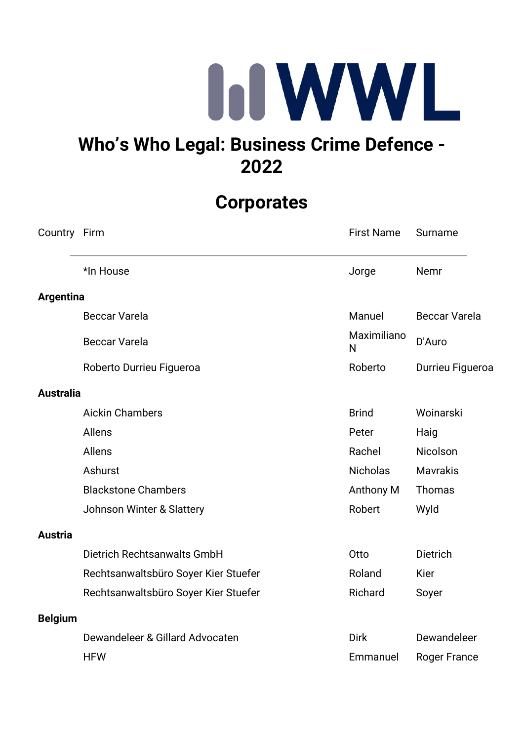WWL

# Who’s Who Legal: Business Crime Defence - 2022

## Corporates

| Country | Firm | First Name | Surname |
| --- | --- | --- | --- |
| | *In House | Jorge | Nemr |
| **Argentina** | | | |
| | Beccar Varela | Manuel | Beccar Varela |
| | Beccar Varela | Maximiliano N | D'Auro |
| | Roberto Durrieu Figueroa | Roberto | Durrieu Figueroa |
| **Australia** | | | |
| | Aickin Chambers | Brind | Woinarski |
| | Allens | Peter | Haig |
| | Allens | Rachel | Nicolson |
| | Ashurst | Nicholas | Mavrakis |
| | Blackstone Chambers | Anthony M | Thomas |
| | Johnson Winter & Slattery | Robert | Wyld |
| **Austria** | | | |
| | Dietrich Rechtsanwalts GmbH | Otto | Dietrich |
| | Rechtsanwaltsbüro Soyer Kier Stuefer | Roland | Kier |
| | Rechtsanwaltsbüro Soyer Kier Stuefer | Richard | Soyer |
| **Belgium** | | | |
| | Dewandeleer & Gillard Advocaten | Dirk | Dewandeleer |
| | HFW | Emmanuel | Roger France |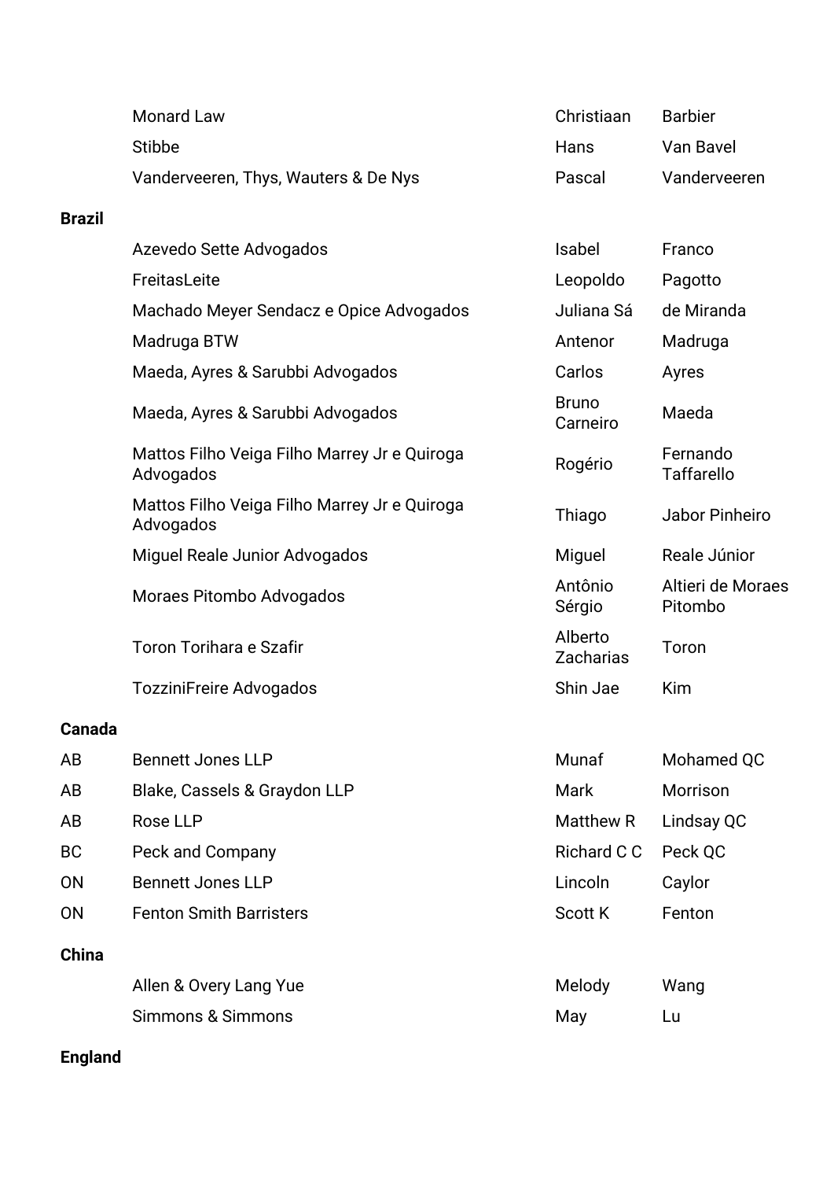| | | | |
|---|---|---|---|
| | Monard Law | Christiaan | Barbier |
| | Stibbe | Hans | Van Bavel |
| | Vanderveeren, Thys, Wauters & De Nys | Pascal | Vanderveeren |
| **Brazil** | | | |
| | Azevedo Sette Advogados | Isabel | Franco |
| | FreitasLeite | Leopoldo | Pagotto |
| | Machado Meyer Sendacz e Opice Advogados | Juliana Sá | de Miranda |
| | Madruga BTW | Antenor | Madruga |
| | Maeda, Ayres & Sarubbi Advogados | Carlos | Ayres |
| | Maeda, Ayres & Sarubbi Advogados | Bruno Carneiro | Maeda |
| | Mattos Filho Veiga Filho Marrey Jr e Quiroga Advogados | Rogério | Fernando Taffarello |
| | Mattos Filho Veiga Filho Marrey Jr e Quiroga Advogados | Thiago | Jabor Pinheiro |
| | Miguel Reale Junior Advogados | Miguel | Reale Júnior |
| | Moraes Pitombo Advogados | Antônio Sérgio | Altieri de Moraes Pitombo |
| | Toron Torihara e Szafir | Alberto Zacharias | Toron |
| | TozziniFreire Advogados | Shin Jae | Kim |
| **Canada** | | | |
| AB | Bennett Jones LLP | Munaf | Mohamed QC |
| AB | Blake, Cassels & Graydon LLP | Mark | Morrison |
| AB | Rose LLP | Matthew R | Lindsay QC |
| BC | Peck and Company | Richard C C | Peck QC |
| ON | Bennett Jones LLP | Lincoln | Caylor |
| ON | Fenton Smith Barristers | Scott K | Fenton |
| **China** | | | |
| | Allen & Overy Lang Yue | Melody | Wang |
| | Simmons & Simmons | May | Lu |
| **England** | | | |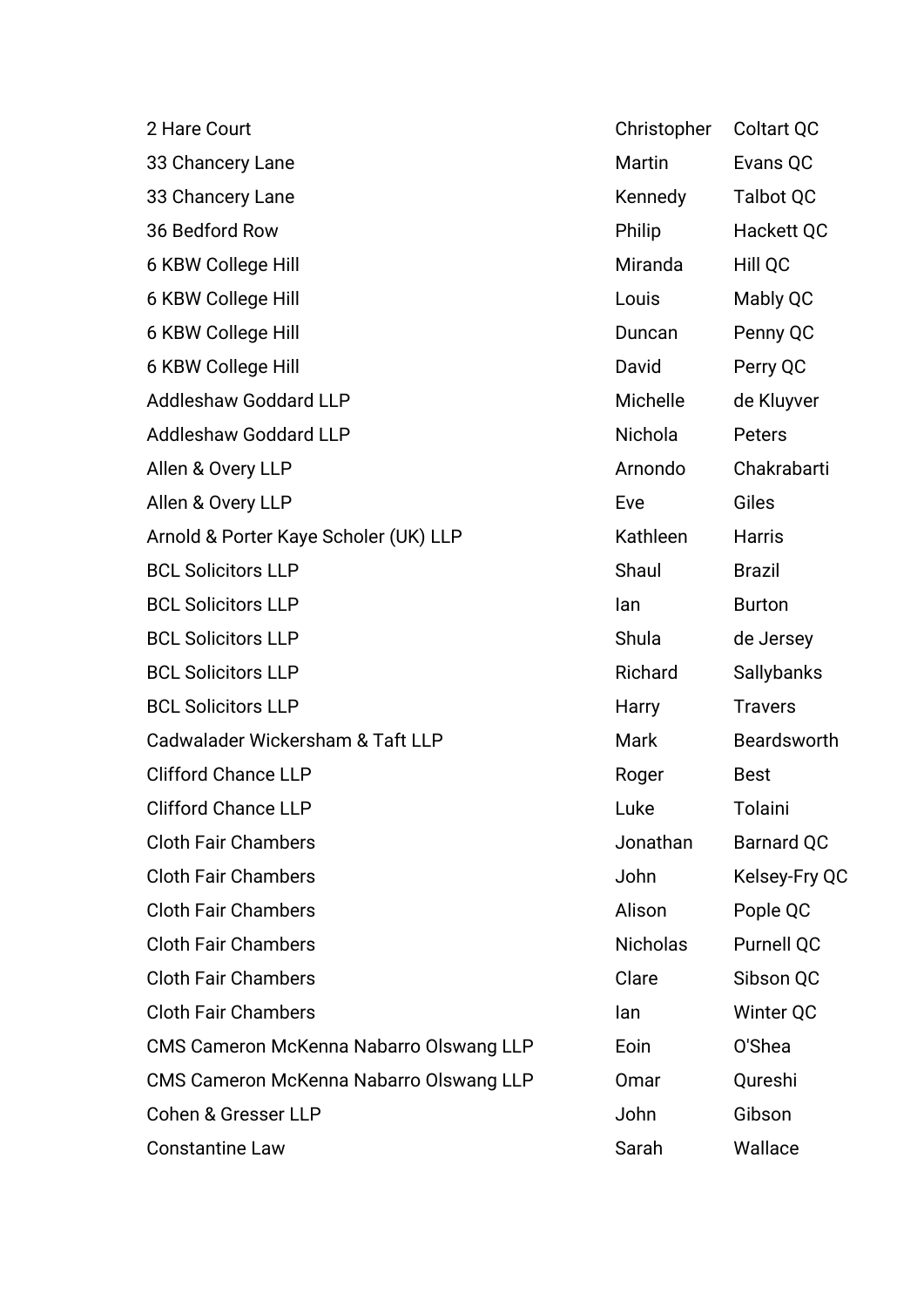| | | |
|---|---|---|
| 2 Hare Court | Christopher | Coltart QC |
| 33 Chancery Lane | Martin | Evans QC |
| 33 Chancery Lane | Kennedy | Talbot QC |
| 36 Bedford Row | Philip | Hackett QC |
| 6 KBW College Hill | Miranda | Hill QC |
| 6 KBW College Hill | Louis | Mably QC |
| 6 KBW College Hill | Duncan | Penny QC |
| 6 KBW College Hill | David | Perry QC |
| Addleshaw Goddard LLP | Michelle | de Kluyver |
| Addleshaw Goddard LLP | Nichola | Peters |
| Allen & Overy LLP | Arnondo | Chakrabarti |
| Allen & Overy LLP | Eve | Giles |
| Arnold & Porter Kaye Scholer (UK) LLP | Kathleen | Harris |
| BCL Solicitors LLP | Shaul | Brazil |
| BCL Solicitors LLP | Ian | Burton |
| BCL Solicitors LLP | Shula | de Jersey |
| BCL Solicitors LLP | Richard | Sallybanks |
| BCL Solicitors LLP | Harry | Travers |
| Cadwalader Wickersham & Taft LLP | Mark | Beardsworth |
| Clifford Chance LLP | Roger | Best |
| Clifford Chance LLP | Luke | Tolaini |
| Cloth Fair Chambers | Jonathan | Barnard QC |
| Cloth Fair Chambers | John | Kelsey-Fry QC |
| Cloth Fair Chambers | Alison | Pople QC |
| Cloth Fair Chambers | Nicholas | Purnell QC |
| Cloth Fair Chambers | Clare | Sibson QC |
| Cloth Fair Chambers | Ian | Winter QC |
| CMS Cameron McKenna Nabarro Olswang LLP | Eoin | O'Shea |
| CMS Cameron McKenna Nabarro Olswang LLP | Omar | Qureshi |
| Cohen & Gresser LLP | John | Gibson |
| Constantine Law | Sarah | Wallace |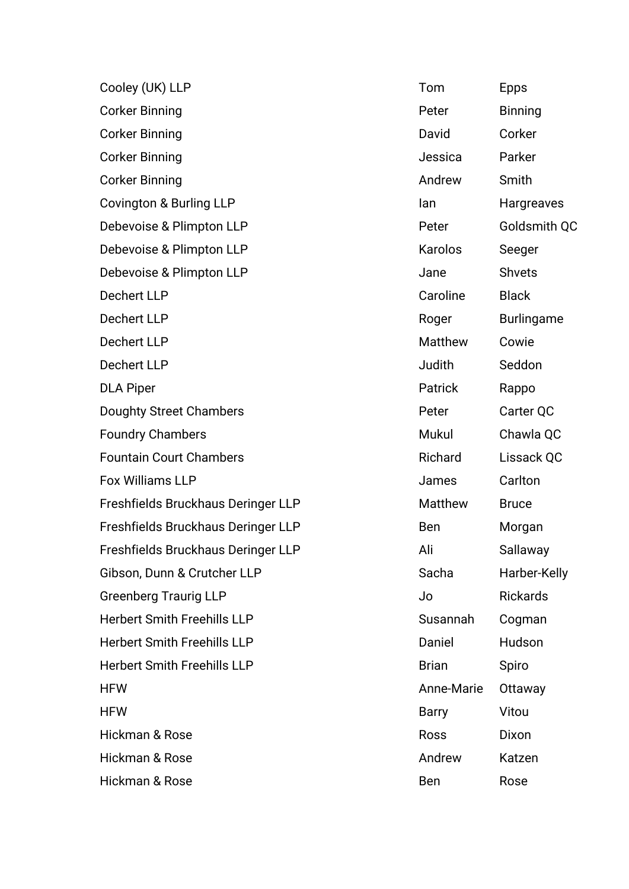| | | |
|---|---|---|
| Cooley (UK) LLP | Tom | Epps |
| Corker Binning | Peter | Binning |
| Corker Binning | David | Corker |
| Corker Binning | Jessica | Parker |
| Corker Binning | Andrew | Smith |
| Covington & Burling LLP | Ian | Hargreaves |
| Debevoise & Plimpton LLP | Peter | Goldsmith QC |
| Debevoise & Plimpton LLP | Karolos | Seeger |
| Debevoise & Plimpton LLP | Jane | Shvets |
| Dechert LLP | Caroline | Black |
| Dechert LLP | Roger | Burlingame |
| Dechert LLP | Matthew | Cowie |
| Dechert LLP | Judith | Seddon |
| DLA Piper | Patrick | Rappo |
| Doughty Street Chambers | Peter | Carter QC |
| Foundry Chambers | Mukul | Chawla QC |
| Fountain Court Chambers | Richard | Lissack QC |
| Fox Williams LLP | James | Carlton |
| Freshfields Bruckhaus Deringer LLP | Matthew | Bruce |
| Freshfields Bruckhaus Deringer LLP | Ben | Morgan |
| Freshfields Bruckhaus Deringer LLP | Ali | Sallaway |
| Gibson, Dunn & Crutcher LLP | Sacha | Harber-Kelly |
| Greenberg Traurig LLP | Jo | Rickards |
| Herbert Smith Freehills LLP | Susannah | Cogman |
| Herbert Smith Freehills LLP | Daniel | Hudson |
| Herbert Smith Freehills LLP | Brian | Spiro |
| HFW | Anne-Marie | Ottaway |
| HFW | Barry | Vitou |
| Hickman & Rose | Ross | Dixon |
| Hickman & Rose | Andrew | Katzen |
| Hickman & Rose | Ben | Rose |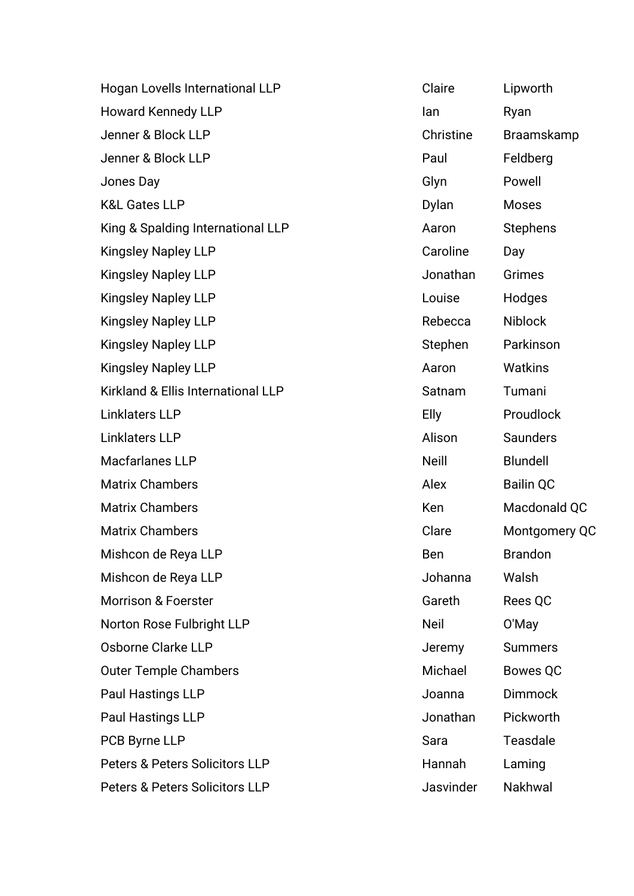| | | |
|---|---|---|
| Hogan Lovells International LLP | Claire | Lipworth |
| Howard Kennedy LLP | Ian | Ryan |
| Jenner & Block LLP | Christine | Braamskamp |
| Jenner & Block LLP | Paul | Feldberg |
| Jones Day | Glyn | Powell |
| K&L Gates LLP | Dylan | Moses |
| King & Spalding International LLP | Aaron | Stephens |
| Kingsley Napley LLP | Caroline | Day |
| Kingsley Napley LLP | Jonathan | Grimes |
| Kingsley Napley LLP | Louise | Hodges |
| Kingsley Napley LLP | Rebecca | Niblock |
| Kingsley Napley LLP | Stephen | Parkinson |
| Kingsley Napley LLP | Aaron | Watkins |
| Kirkland & Ellis International LLP | Satnam | Tumani |
| Linklaters LLP | Elly | Proudlock |
| Linklaters LLP | Alison | Saunders |
| Macfarlanes LLP | Neill | Blundell |
| Matrix Chambers | Alex | Bailin QC |
| Matrix Chambers | Ken | Macdonald QC |
| Matrix Chambers | Clare | Montgomery QC |
| Mishcon de Reya LLP | Ben | Brandon |
| Mishcon de Reya LLP | Johanna | Walsh |
| Morrison & Foerster | Gareth | Rees QC |
| Norton Rose Fulbright LLP | Neil | O'May |
| Osborne Clarke LLP | Jeremy | Summers |
| Outer Temple Chambers | Michael | Bowes QC |
| Paul Hastings LLP | Joanna | Dimmock |
| Paul Hastings LLP | Jonathan | Pickworth |
| PCB Byrne LLP | Sara | Teasdale |
| Peters & Peters Solicitors LLP | Hannah | Laming |
| Peters & Peters Solicitors LLP | Jasvinder | Nakhwal |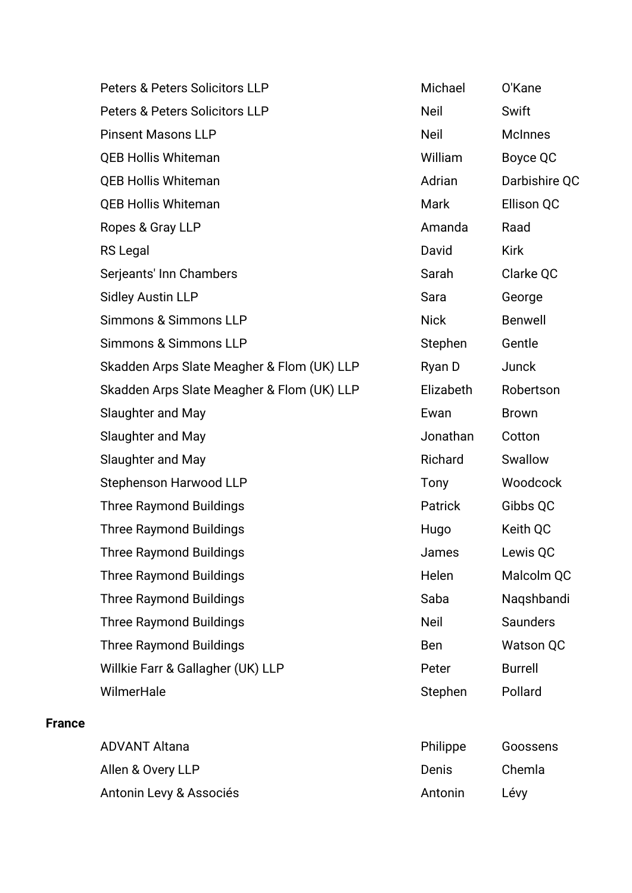| | | |
|---|---|---|
| Peters & Peters Solicitors LLP | Michael | O'Kane |
| Peters & Peters Solicitors LLP | Neil | Swift |
| Pinsent Masons LLP | Neil | McInnes |
| QEB Hollis Whiteman | William | Boyce QC |
| QEB Hollis Whiteman | Adrian | Darbishire QC |
| QEB Hollis Whiteman | Mark | Ellison QC |
| Ropes & Gray LLP | Amanda | Raad |
| RS Legal | David | Kirk |
| Serjeants' Inn Chambers | Sarah | Clarke QC |
| Sidley Austin LLP | Sara | George |
| Simmons & Simmons LLP | Nick | Benwell |
| Simmons & Simmons LLP | Stephen | Gentle |
| Skadden Arps Slate Meagher & Flom (UK) LLP | Ryan D | Junck |
| Skadden Arps Slate Meagher & Flom (UK) LLP | Elizabeth | Robertson |
| Slaughter and May | Ewan | Brown |
| Slaughter and May | Jonathan | Cotton |
| Slaughter and May | Richard | Swallow |
| Stephenson Harwood LLP | Tony | Woodcock |
| Three Raymond Buildings | Patrick | Gibbs QC |
| Three Raymond Buildings | Hugo | Keith QC |
| Three Raymond Buildings | James | Lewis QC |
| Three Raymond Buildings | Helen | Malcolm QC |
| Three Raymond Buildings | Saba | Naqshbandi |
| Three Raymond Buildings | Neil | Saunders |
| Three Raymond Buildings | Ben | Watson QC |
| Willkie Farr & Gallagher (UK) LLP | Peter | Burrell |
| WilmerHale | Stephen | Pollard |

**France**

| | | |
|---|---|---|
| ADVANT Altana | Philippe | Goossens |
| Allen & Overy LLP | Denis | Chemla |
| Antonin Levy & Associés | Antonin | Lévy |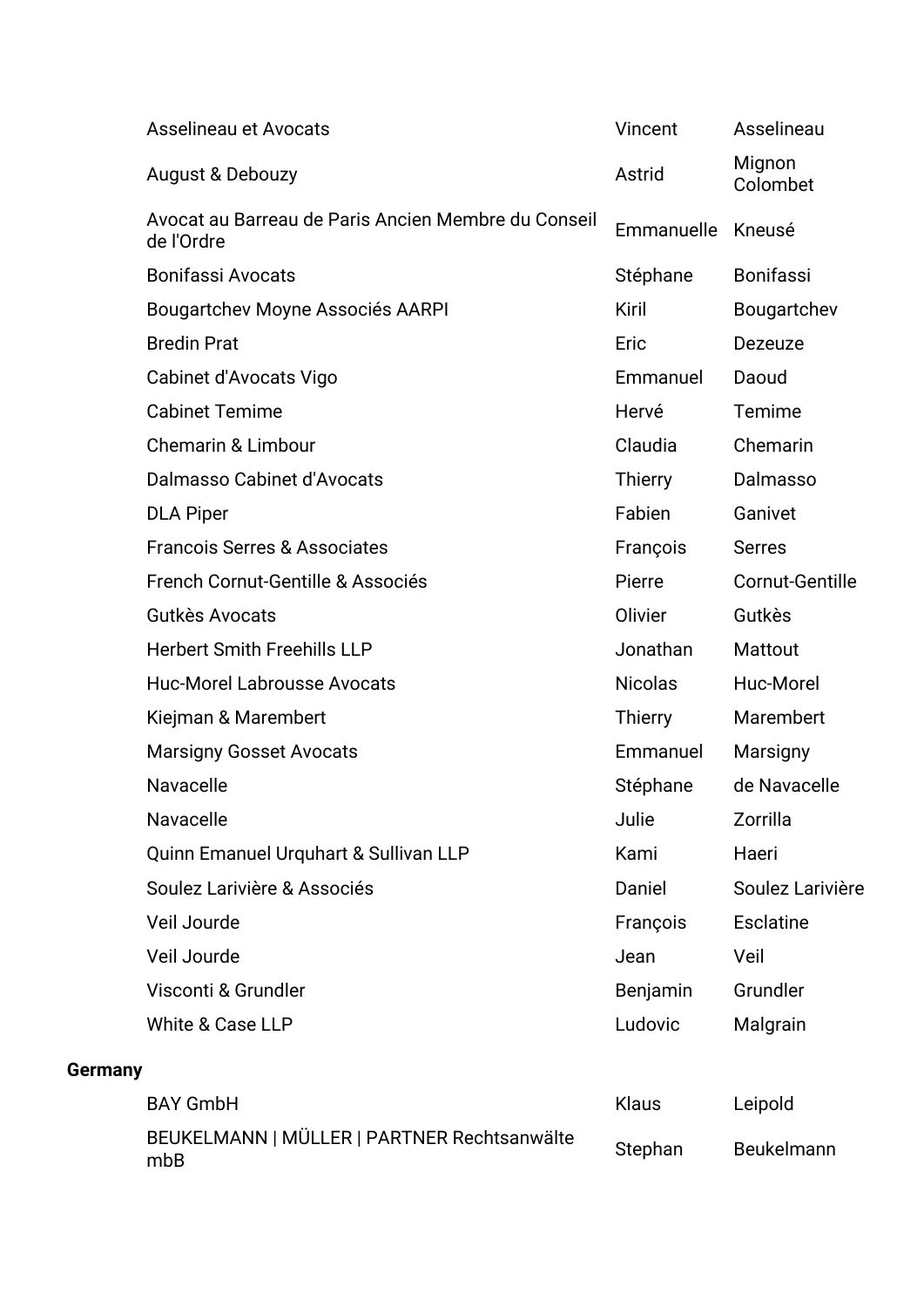| | | |
|---|---|---|
| Asselineau et Avocats | Vincent | Asselineau |
| August & Debouzy | Astrid | Mignon Colombet |
| Avocat au Barreau de Paris Ancien Membre du Conseil de l'Ordre | Emmanuelle | Kneusé |
| Bonifassi Avocats | Stéphane | Bonifassi |
| Bougartchev Moyne Associés AARPI | Kiril | Bougartchev |
| Bredin Prat | Eric | Dezeuze |
| Cabinet d'Avocats Vigo | Emmanuel | Daoud |
| Cabinet Temime | Hervé | Temime |
| Chemarin & Limbour | Claudia | Chemarin |
| Dalmasso Cabinet d'Avocats | Thierry | Dalmasso |
| DLA Piper | Fabien | Ganivet |
| Francois Serres & Associates | François | Serres |
| French Cornut-Gentille & Associés | Pierre | Cornut-Gentille |
| Gutkès Avocats | Olivier | Gutkès |
| Herbert Smith Freehills LLP | Jonathan | Mattout |
| Huc-Morel Labrousse Avocats | Nicolas | Huc-Morel |
| Kiejman & Marembert | Thierry | Marembert |
| Marsigny Gosset Avocats | Emmanuel | Marsigny |
| Navacelle | Stéphane | de Navacelle |
| Navacelle | Julie | Zorrilla |
| Quinn Emanuel Urquhart & Sullivan LLP | Kami | Haeri |
| Soulez Larivière & Associés | Daniel | Soulez Larivière |
| Veil Jourde | François | Esclatine |
| Veil Jourde | Jean | Veil |
| Visconti & Grundler | Benjamin | Grundler |
| White & Case LLP | Ludovic | Malgrain |

**Germany**

| | | |
|---|---|---|
| BAY GmbH | Klaus | Leipold |
| BEUKELMANN \| MÜLLER \| PARTNER Rechtsanwälte mbB | Stephan | Beukelmann |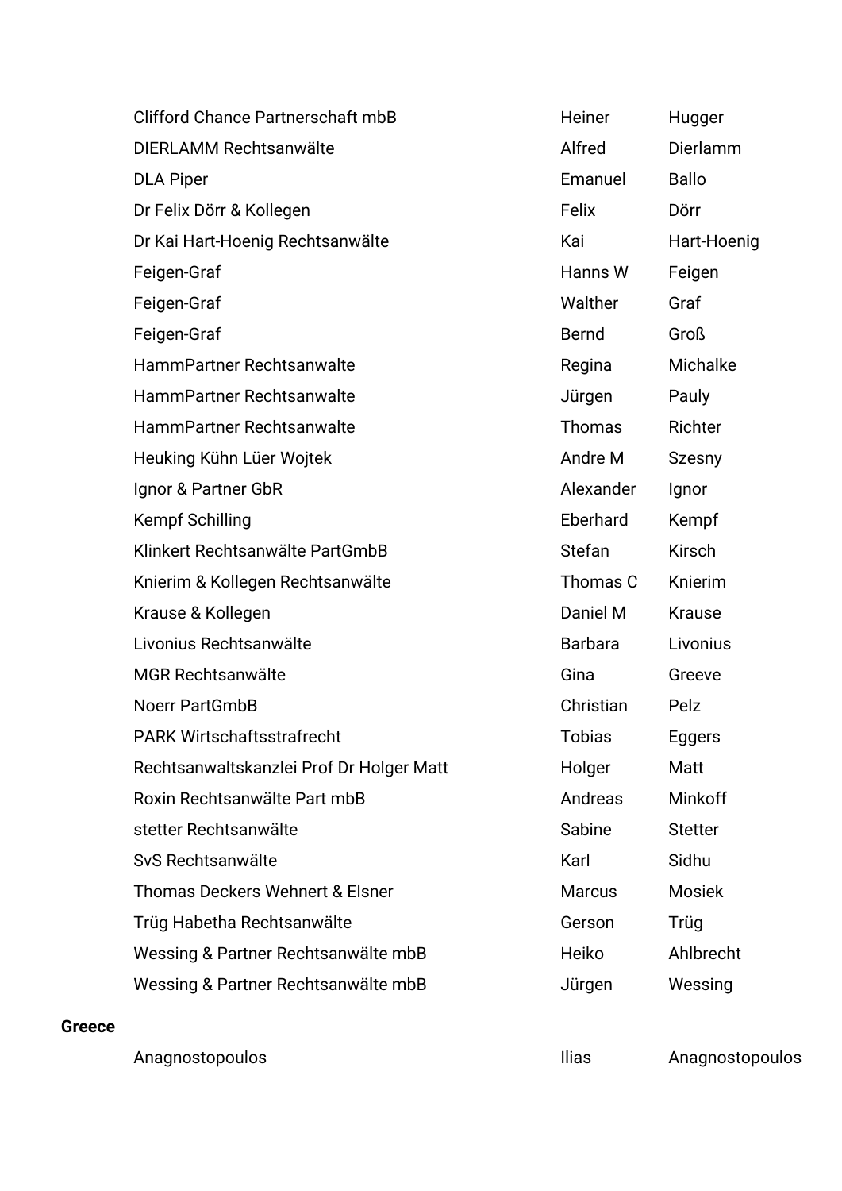| | | |
|---|---|---|
| Clifford Chance Partnerschaft mbB | Heiner | Hugger |
| DIERLAMM Rechtsanwälte | Alfred | Dierlamm |
| DLA Piper | Emanuel | Ballo |
| Dr Felix Dörr & Kollegen | Felix | Dörr |
| Dr Kai Hart-Hoenig Rechtsanwälte | Kai | Hart-Hoenig |
| Feigen-Graf | Hanns W | Feigen |
| Feigen-Graf | Walther | Graf |
| Feigen-Graf | Bernd | Groß |
| HammPartner Rechtsanwalte | Regina | Michalke |
| HammPartner Rechtsanwalte | Jürgen | Pauly |
| HammPartner Rechtsanwalte | Thomas | Richter |
| Heuking Kühn Lüer Wojtek | Andre M | Szesny |
| Ignor & Partner GbR | Alexander | Ignor |
| Kempf Schilling | Eberhard | Kempf |
| Klinkert Rechtsanwälte PartGmbB | Stefan | Kirsch |
| Knierim & Kollegen Rechtsanwälte | Thomas C | Knierim |
| Krause & Kollegen | Daniel M | Krause |
| Livonius Rechtsanwälte | Barbara | Livonius |
| MGR Rechtsanwälte | Gina | Greeve |
| Noerr PartGmbB | Christian | Pelz |
| PARK Wirtschaftsstrafrecht | Tobias | Eggers |
| Rechtsanwaltskanzlei Prof Dr Holger Matt | Holger | Matt |
| Roxin Rechtsanwälte Part mbB | Andreas | Minkoff |
| stetter Rechtsanwälte | Sabine | Stetter |
| SvS Rechtsanwälte | Karl | Sidhu |
| Thomas Deckers Wehnert & Elsner | Marcus | Mosiek |
| Trüg Habetha Rechtsanwälte | Gerson | Trüg |
| Wessing & Partner Rechtsanwälte mbB | Heiko | Ahlbrecht |
| Wessing & Partner Rechtsanwälte mbB | Jürgen | Wessing |

**Greece**

| | | |
|---|---|---|
| Anagnostopoulos | Ilias | Anagnostopoulos |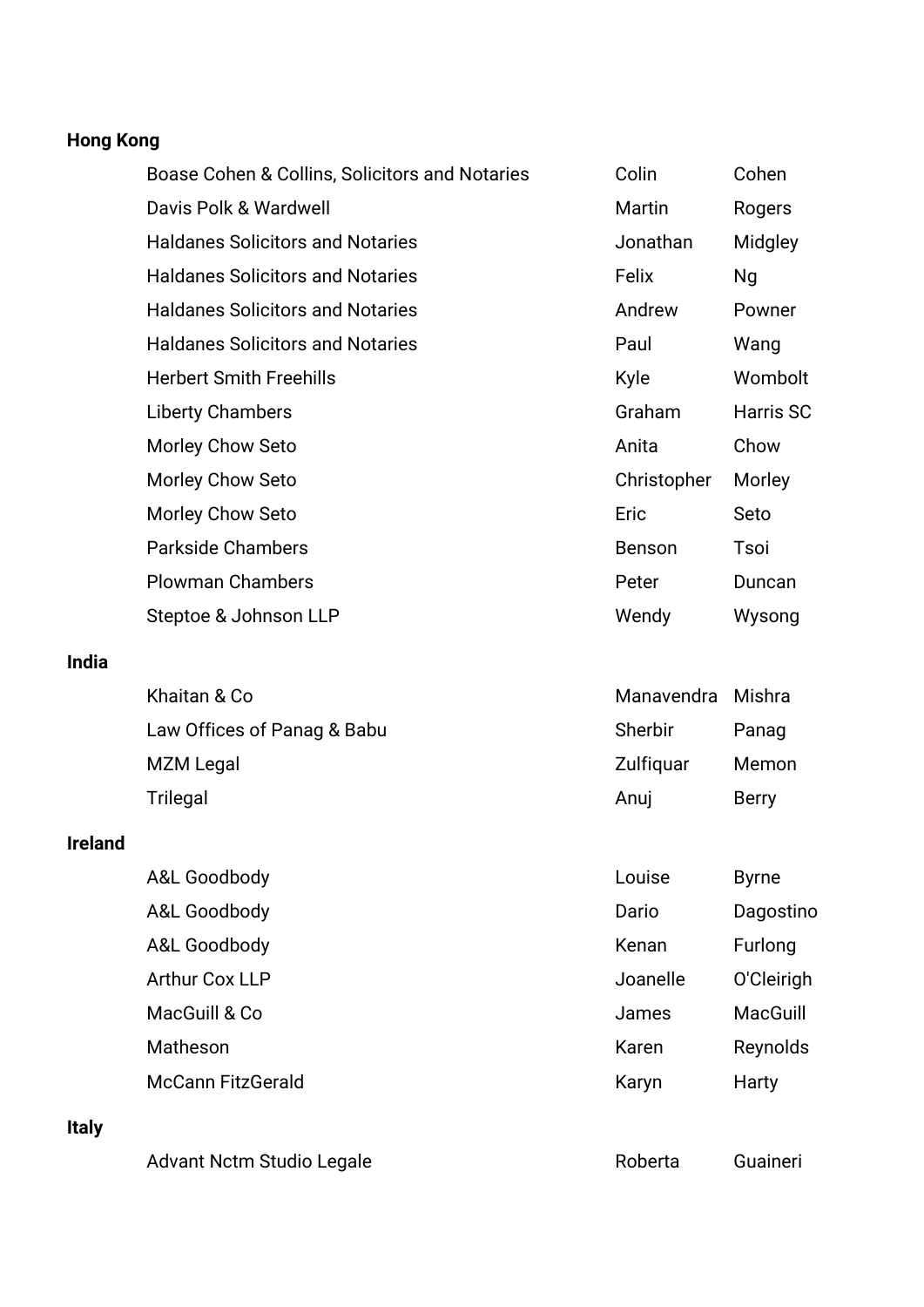**Hong Kong**

| | | |
|---|---|---|
| Boase Cohen & Collins, Solicitors and Notaries | Colin | Cohen |
| Davis Polk & Wardwell | Martin | Rogers |
| Haldanes Solicitors and Notaries | Jonathan | Midgley |
| Haldanes Solicitors and Notaries | Felix | Ng |
| Haldanes Solicitors and Notaries | Andrew | Powner |
| Haldanes Solicitors and Notaries | Paul | Wang |
| Herbert Smith Freehills | Kyle | Wombolt |
| Liberty Chambers | Graham | Harris SC |
| Morley Chow Seto | Anita | Chow |
| Morley Chow Seto | Christopher | Morley |
| Morley Chow Seto | Eric | Seto |
| Parkside Chambers | Benson | Tsoi |
| Plowman Chambers | Peter | Duncan |
| Steptoe & Johnson LLP | Wendy | Wysong |

**India**

| | | |
|---|---|---|
| Khaitan & Co | Manavendra | Mishra |
| Law Offices of Panag & Babu | Sherbir | Panag |
| MZM Legal | Zulfiquar | Memon |
| Trilegal | Anuj | Berry |

**Ireland**

| | | |
|---|---|---|
| A&L Goodbody | Louise | Byrne |
| A&L Goodbody | Dario | Dagostino |
| A&L Goodbody | Kenan | Furlong |
| Arthur Cox LLP | Joanelle | O'Cleirigh |
| MacGuill & Co | James | MacGuill |
| Matheson | Karen | Reynolds |
| McCann FitzGerald | Karyn | Harty |

**Italy**

| | | |
|---|---|---|
| Advant Nctm Studio Legale | Roberta | Guaineri |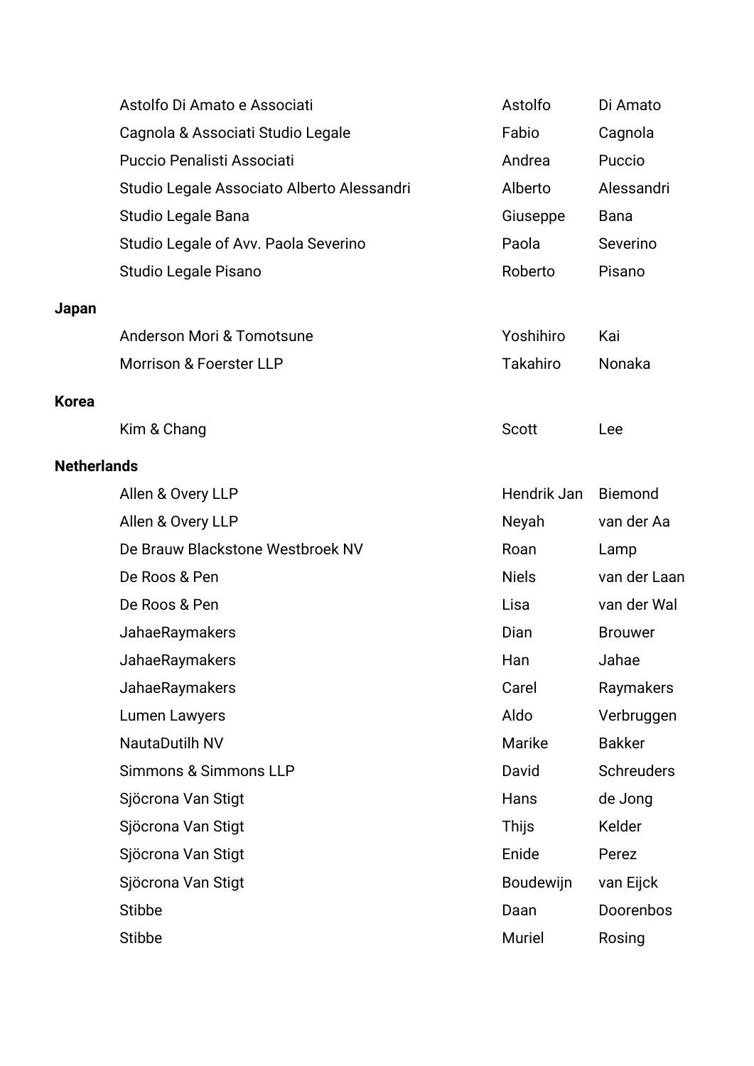| | | |
|---|---|---|
| Astolfo Di Amato e Associati | Astolfo | Di Amato |
| Cagnola & Associati Studio Legale | Fabio | Cagnola |
| Puccio Penalisti Associati | Andrea | Puccio |
| Studio Legale Associato Alberto Alessandri | Alberto | Alessandri |
| Studio Legale Bana | Giuseppe | Bana |
| Studio Legale of Avv. Paola Severino | Paola | Severino |
| Studio Legale Pisano | Roberto | Pisano |

**Japan**

| | | |
|---|---|---|
| Anderson Mori & Tomotsune | Yoshihiro | Kai |
| Morrison & Foerster LLP | Takahiro | Nonaka |

**Korea**

| | | |
|---|---|---|
| Kim & Chang | Scott | Lee |

**Netherlands**

| | | |
|---|---|---|
| Allen & Overy LLP | Hendrik Jan | Biemond |
| Allen & Overy LLP | Neyah | van der Aa |
| De Brauw Blackstone Westbroek NV | Roan | Lamp |
| De Roos & Pen | Niels | van der Laan |
| De Roos & Pen | Lisa | van der Wal |
| JahaeRaymakers | Dian | Brouwer |
| JahaeRaymakers | Han | Jahae |
| JahaeRaymakers | Carel | Raymakers |
| Lumen Lawyers | Aldo | Verbruggen |
| NautaDutilh NV | Marike | Bakker |
| Simmons & Simmons LLP | David | Schreuders |
| Sjöcrona Van Stigt | Hans | de Jong |
| Sjöcrona Van Stigt | Thijs | Kelder |
| Sjöcrona Van Stigt | Enide | Perez |
| Sjöcrona Van Stigt | Boudewijn | van Eijck |
| Stibbe | Daan | Doorenbos |
| Stibbe | Muriel | Rosing |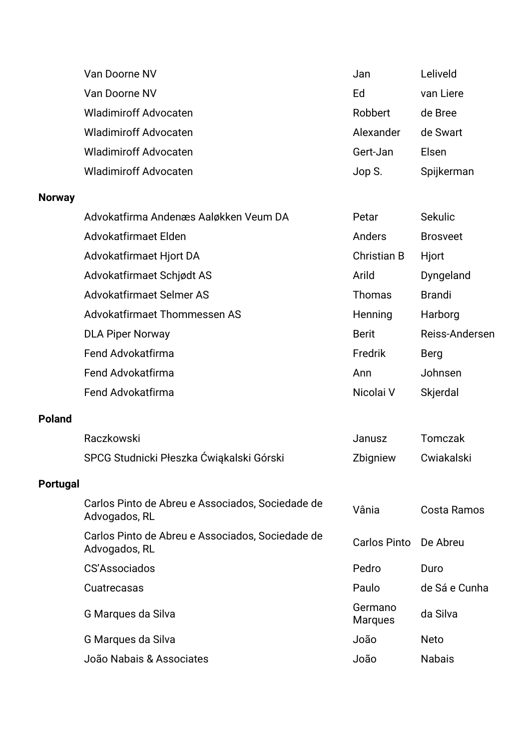| | | |
|---|---|---|
| Van Doorne NV | Jan | Leliveld |
| Van Doorne NV | Ed | van Liere |
| Wladimiroff Advocaten | Robbert | de Bree |
| Wladimiroff Advocaten | Alexander | de Swart |
| Wladimiroff Advocaten | Gert-Jan | Elsen |
| Wladimiroff Advocaten | Jop S. | Spijkerman |

**Norway**

| | | |
|---|---|---|
| Advokatfirma Andenæs Aaløkken Veum DA | Petar | Sekulic |
| Advokatfirmaet Elden | Anders | Brosveet |
| Advokatfirmaet Hjort DA | Christian B | Hjort |
| Advokatfirmaet Schjødt AS | Arild | Dyngeland |
| Advokatfirmaet Selmer AS | Thomas | Brandi |
| Advokatfirmaet Thommessen AS | Henning | Harborg |
| DLA Piper Norway | Berit | Reiss-Andersen |
| Fend Advokatfirma | Fredrik | Berg |
| Fend Advokatfirma | Ann | Johnsen |
| Fend Advokatfirma | Nicolai V | Skjerdal |

**Poland**

| | | |
|---|---|---|
| Raczkowski | Janusz | Tomczak |
| SPCG Studnicki Płeszka Ćwiąkalski Górski | Zbigniew | Cwiakalski |

**Portugal**

| | | |
|---|---|---|
| Carlos Pinto de Abreu e Associados, Sociedade de Advogados, RL | Vânia | Costa Ramos |
| Carlos Pinto de Abreu e Associados, Sociedade de Advogados, RL | Carlos Pinto | De Abreu |
| CS'Associados | Pedro | Duro |
| Cuatrecasas | Paulo | de Sá e Cunha |
| G Marques da Silva | Germano Marques | da Silva |
| G Marques da Silva | João | Neto |
| João Nabais & Associates | João | Nabais |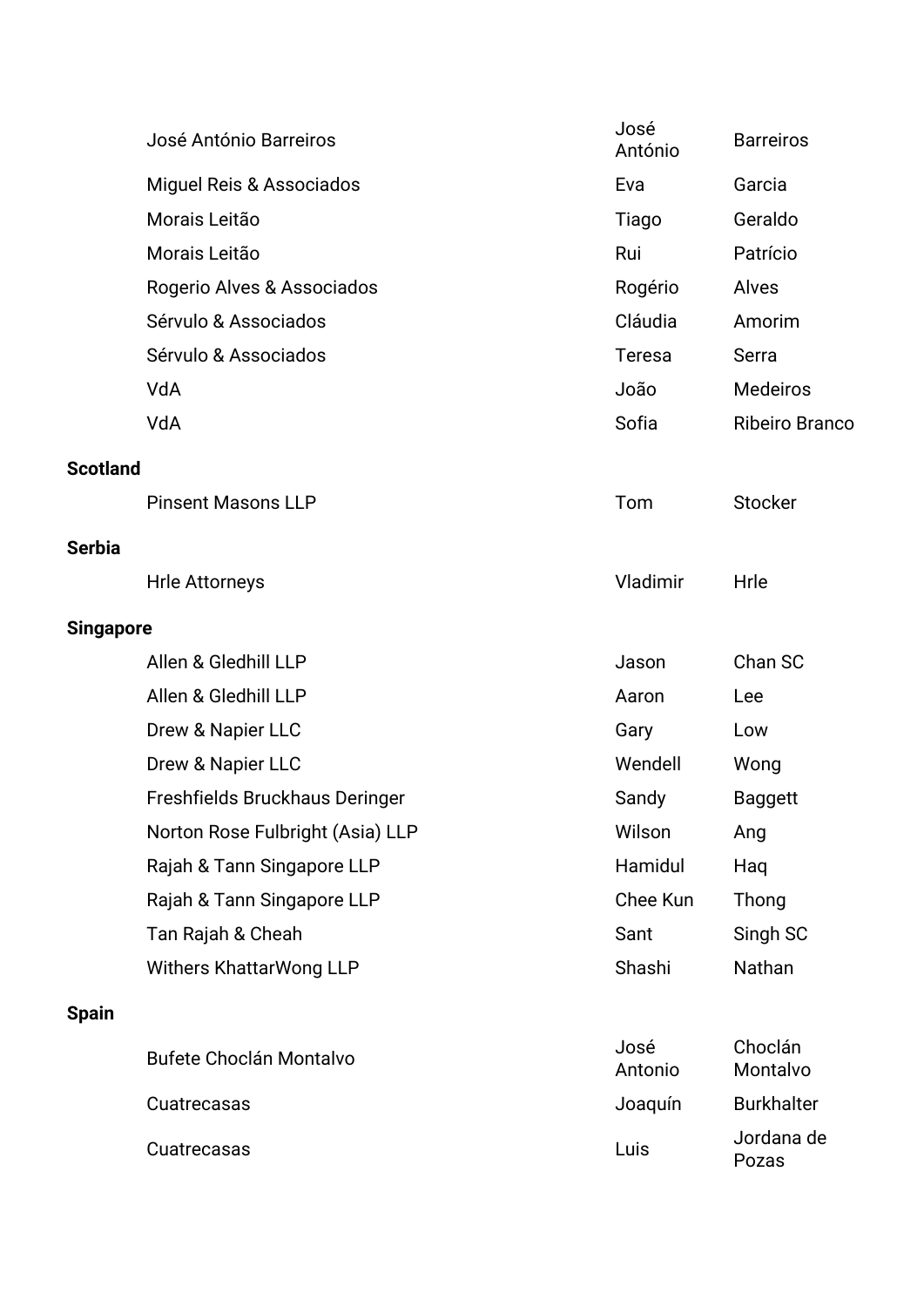| | | |
|---|---|---|
| José António Barreiros | José António | Barreiros |
| Miguel Reis & Associados | Eva | Garcia |
| Morais Leitão | Tiago | Geraldo |
| Morais Leitão | Rui | Patrício |
| Rogerio Alves & Associados | Rogério | Alves |
| Sérvulo & Associados | Cláudia | Amorim |
| Sérvulo & Associados | Teresa | Serra |
| VdA | João | Medeiros |
| VdA | Sofia | Ribeiro Branco |

**Scotland**

| | | |
|---|---|---|
| Pinsent Masons LLP | Tom | Stocker |

**Serbia**

| | | |
|---|---|---|
| Hrle Attorneys | Vladimir | Hrle |

**Singapore**

| | | |
|---|---|---|
| Allen & Gledhill LLP | Jason | Chan SC |
| Allen & Gledhill LLP | Aaron | Lee |
| Drew & Napier LLC | Gary | Low |
| Drew & Napier LLC | Wendell | Wong |
| Freshfields Bruckhaus Deringer | Sandy | Baggett |
| Norton Rose Fulbright (Asia) LLP | Wilson | Ang |
| Rajah & Tann Singapore LLP | Hamidul | Haq |
| Rajah & Tann Singapore LLP | Chee Kun | Thong |
| Tan Rajah & Cheah | Sant | Singh SC |
| Withers KhattarWong LLP | Shashi | Nathan |

**Spain**

| | | |
|---|---|---|
| Bufete Choclán Montalvo | José Antonio | Choclán Montalvo |
| Cuatrecasas | Joaquín | Burkhalter |
| Cuatrecasas | Luis | Jordana de Pozas |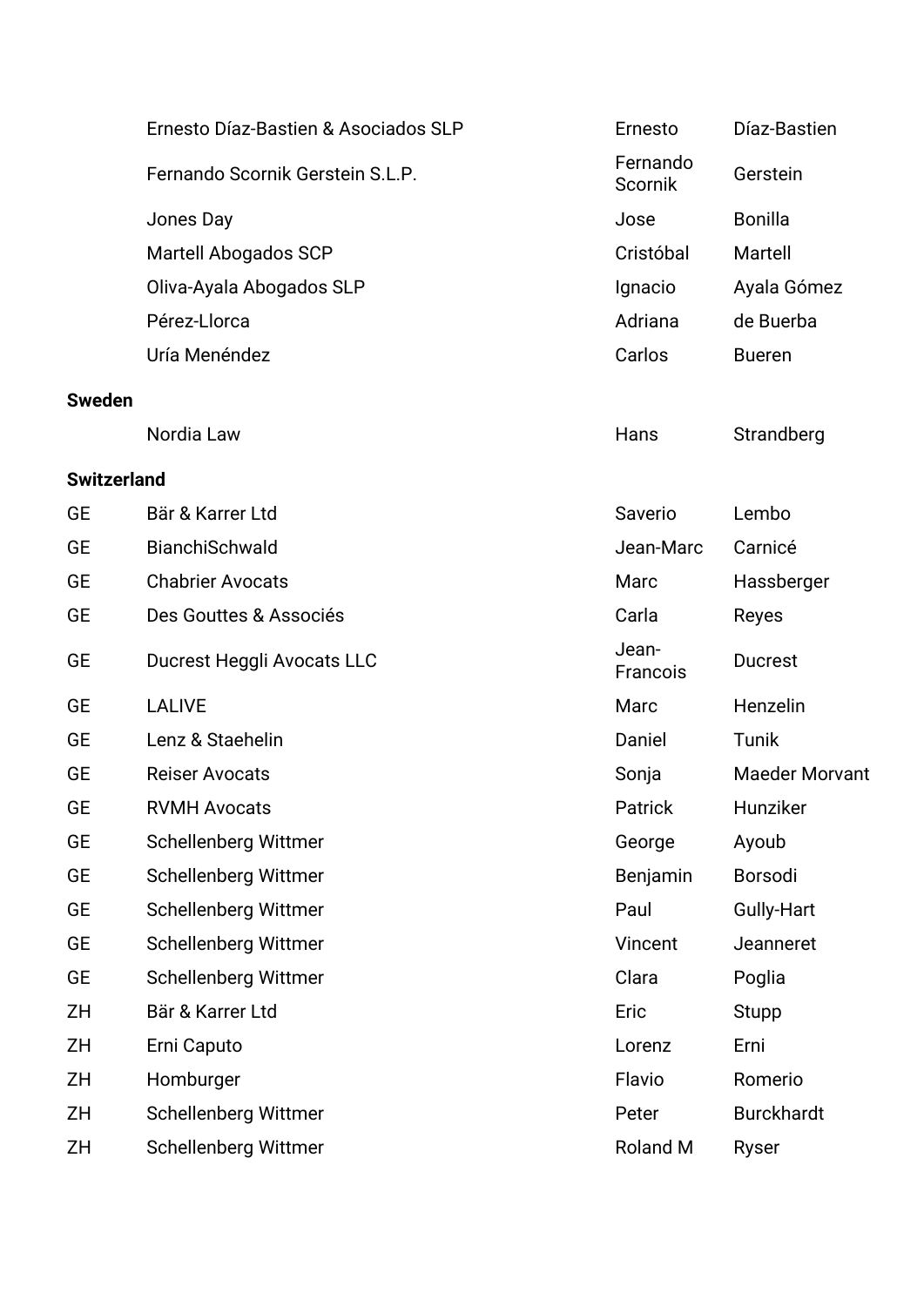| | | | |
|---|---|---|---|
| | Ernesto Díaz-Bastien & Asociados SLP | Ernesto | Díaz-Bastien |
| | Fernando Scornik Gerstein S.L.P. | Fernando Scornik | Gerstein |
| | Jones Day | Jose | Bonilla |
| | Martell Abogados SCP | Cristóbal | Martell |
| | Oliva-Ayala Abogados SLP | Ignacio | Ayala Gómez |
| | Pérez-Llorca | Adriana | de Buerba |
| | Uría Menéndez | Carlos | Bueren |
| **Sweden** | | | |
| | Nordia Law | Hans | Strandberg |
| **Switzerland** | | | |
| GE | Bär & Karrer Ltd | Saverio | Lembo |
| GE | BianchiSchwald | Jean-Marc | Carnicé |
| GE | Chabrier Avocats | Marc | Hassberger |
| GE | Des Gouttes & Associés | Carla | Reyes |
| GE | Ducrest Heggli Avocats LLC | Jean-Francois | Ducrest |
| GE | LALIVE | Marc | Henzelin |
| GE | Lenz & Staehelin | Daniel | Tunik |
| GE | Reiser Avocats | Sonja | Maeder Morvant |
| GE | RVMH Avocats | Patrick | Hunziker |
| GE | Schellenberg Wittmer | George | Ayoub |
| GE | Schellenberg Wittmer | Benjamin | Borsodi |
| GE | Schellenberg Wittmer | Paul | Gully-Hart |
| GE | Schellenberg Wittmer | Vincent | Jeanneret |
| GE | Schellenberg Wittmer | Clara | Poglia |
| ZH | Bär & Karrer Ltd | Eric | Stupp |
| ZH | Erni Caputo | Lorenz | Erni |
| ZH | Homburger | Flavio | Romerio |
| ZH | Schellenberg Wittmer | Peter | Burckhardt |
| ZH | Schellenberg Wittmer | Roland M | Ryser |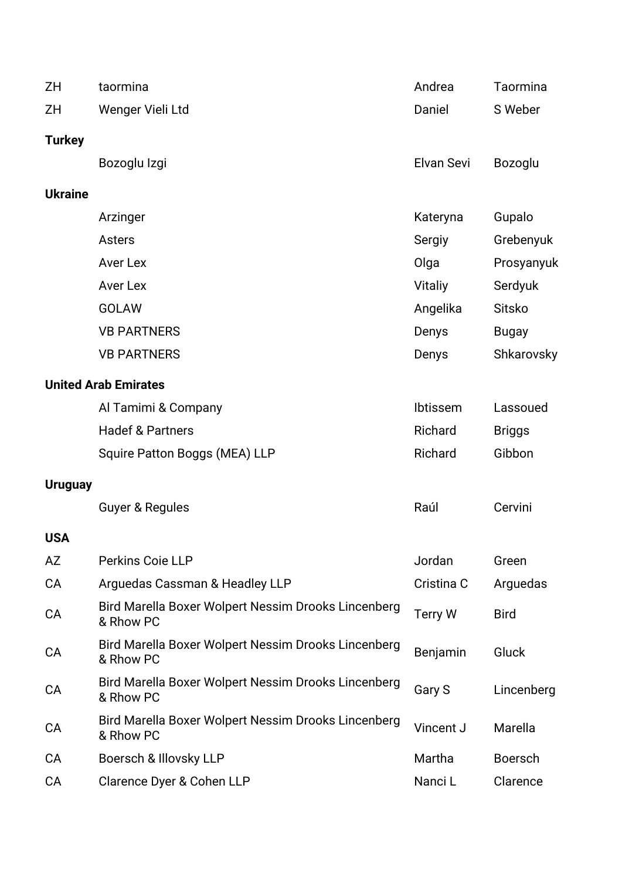| | | | |
|---|---|---|---|
| ZH | taormina | Andrea | Taormina |
| ZH | Wenger Vieli Ltd | Daniel | S Weber |
| **Turkey** | | | |
| | Bozoglu Izgi | Elvan Sevi | Bozoglu |
| **Ukraine** | | | |
| | Arzinger | Kateryna | Gupalo |
| | Asters | Sergiy | Grebenyuk |
| | Aver Lex | Olga | Prosyanyuk |
| | Aver Lex | Vitaliy | Serdyuk |
| | GOLAW | Angelika | Sitsko |
| | VB PARTNERS | Denys | Bugay |
| | VB PARTNERS | Denys | Shkarovsky |
| **United Arab Emirates** | | | |
| | Al Tamimi & Company | Ibtissem | Lassoued |
| | Hadef & Partners | Richard | Briggs |
| | Squire Patton Boggs (MEA) LLP | Richard | Gibbon |
| **Uruguay** | | | |
| | Guyer & Regules | Raúl | Cervini |
| **USA** | | | |
| AZ | Perkins Coie LLP | Jordan | Green |
| CA | Arguedas Cassman & Headley LLP | Cristina C | Arguedas |
| CA | Bird Marella Boxer Wolpert Nessim Drooks Lincenberg & Rhow PC | Terry W | Bird |
| CA | Bird Marella Boxer Wolpert Nessim Drooks Lincenberg & Rhow PC | Benjamin | Gluck |
| CA | Bird Marella Boxer Wolpert Nessim Drooks Lincenberg & Rhow PC | Gary S | Lincenberg |
| CA | Bird Marella Boxer Wolpert Nessim Drooks Lincenberg & Rhow PC | Vincent J | Marella |
| CA | Boersch & Illovsky LLP | Martha | Boersch |
| CA | Clarence Dyer & Cohen LLP | Nanci L | Clarence |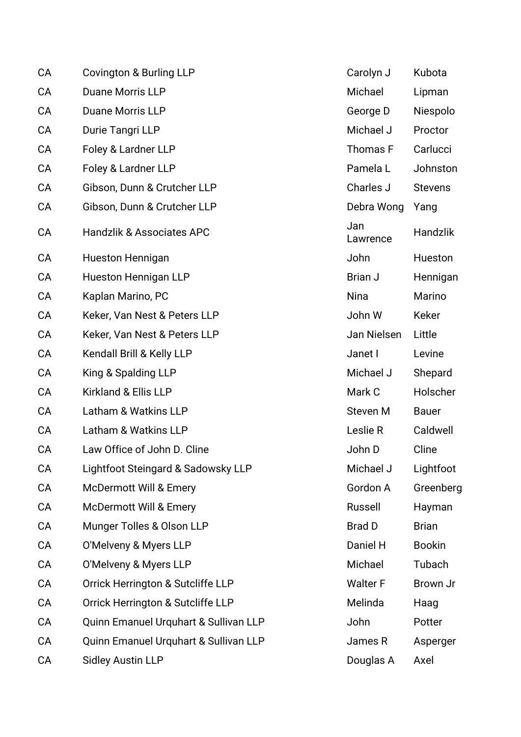| | | | |
|---|---|---|---|
| CA | Covington & Burling LLP | Carolyn J | Kubota |
| CA | Duane Morris LLP | Michael | Lipman |
| CA | Duane Morris LLP | George D | Niespolo |
| CA | Durie Tangri LLP | Michael J | Proctor |
| CA | Foley & Lardner LLP | Thomas F | Carlucci |
| CA | Foley & Lardner LLP | Pamela L | Johnston |
| CA | Gibson, Dunn & Crutcher LLP | Charles J | Stevens |
| CA | Gibson, Dunn & Crutcher LLP | Debra Wong | Yang |
| CA | Handzlik & Associates APC | Jan Lawrence | Handzlik |
| CA | Hueston Hennigan | John | Hueston |
| CA | Hueston Hennigan LLP | Brian J | Hennigan |
| CA | Kaplan Marino, PC | Nina | Marino |
| CA | Keker, Van Nest & Peters LLP | John W | Keker |
| CA | Keker, Van Nest & Peters LLP | Jan Nielsen | Little |
| CA | Kendall Brill & Kelly LLP | Janet I | Levine |
| CA | King & Spalding LLP | Michael J | Shepard |
| CA | Kirkland & Ellis LLP | Mark C | Holscher |
| CA | Latham & Watkins LLP | Steven M | Bauer |
| CA | Latham & Watkins LLP | Leslie R | Caldwell |
| CA | Law Office of John D. Cline | John D | Cline |
| CA | Lightfoot Steingard & Sadowsky LLP | Michael J | Lightfoot |
| CA | McDermott Will & Emery | Gordon A | Greenberg |
| CA | McDermott Will & Emery | Russell | Hayman |
| CA | Munger Tolles & Olson LLP | Brad D | Brian |
| CA | O'Melveny & Myers LLP | Daniel H | Bookin |
| CA | O'Melveny & Myers LLP | Michael | Tubach |
| CA | Orrick Herrington & Sutcliffe LLP | Walter F | Brown Jr |
| CA | Orrick Herrington & Sutcliffe LLP | Melinda | Haag |
| CA | Quinn Emanuel Urquhart & Sullivan LLP | John | Potter |
| CA | Quinn Emanuel Urquhart & Sullivan LLP | James R | Asperger |
| CA | Sidley Austin LLP | Douglas A | Axel |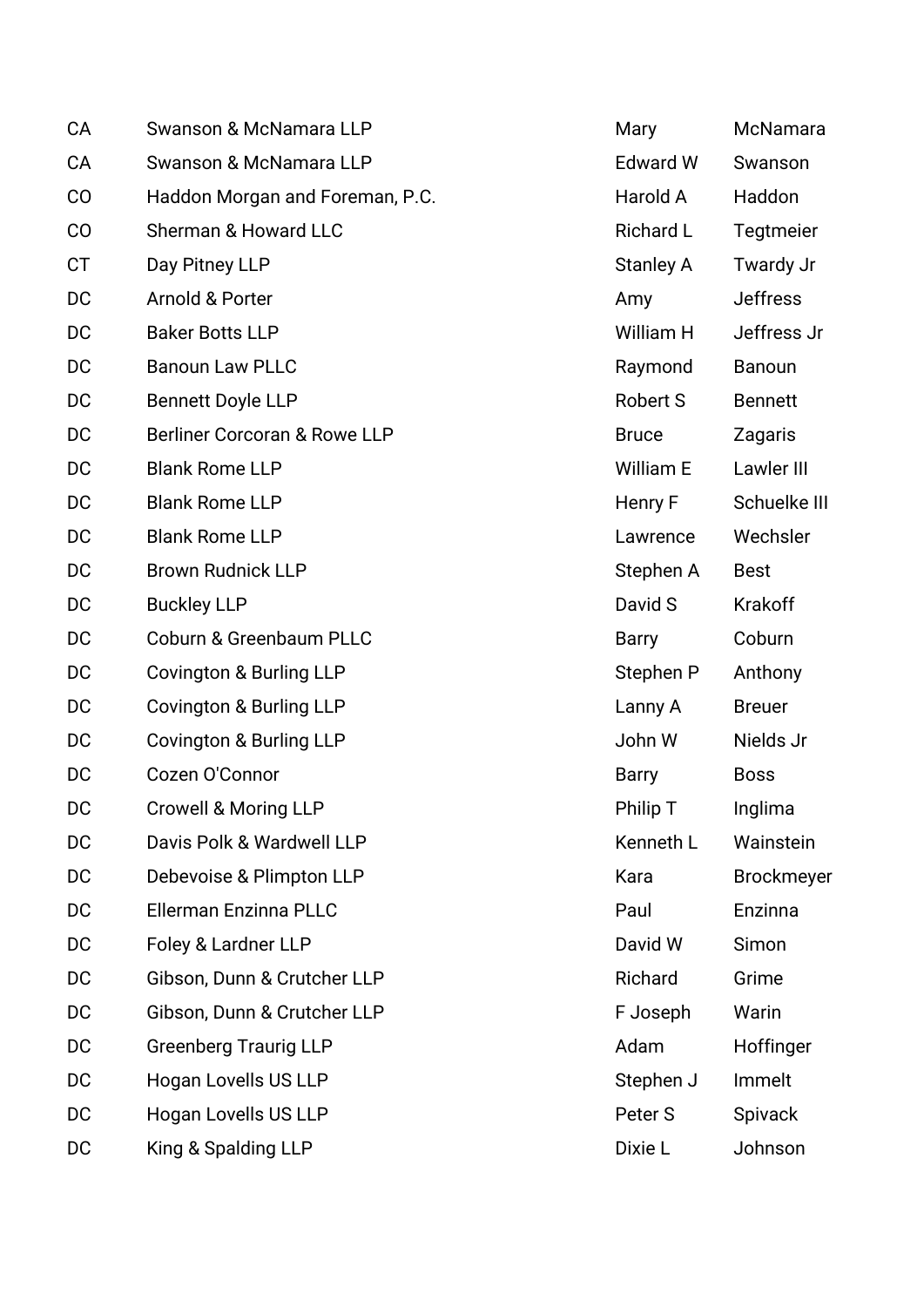| | | | |
|---|---|---|---|
| CA | Swanson & McNamara LLP | Mary | McNamara |
| CA | Swanson & McNamara LLP | Edward W | Swanson |
| CO | Haddon Morgan and Foreman, P.C. | Harold A | Haddon |
| CO | Sherman & Howard LLC | Richard L | Tegtmeier |
| CT | Day Pitney LLP | Stanley A | Twardy Jr |
| DC | Arnold & Porter | Amy | Jeffress |
| DC | Baker Botts LLP | William H | Jeffress Jr |
| DC | Banoun Law PLLC | Raymond | Banoun |
| DC | Bennett Doyle LLP | Robert S | Bennett |
| DC | Berliner Corcoran & Rowe LLP | Bruce | Zagaris |
| DC | Blank Rome LLP | William E | Lawler III |
| DC | Blank Rome LLP | Henry F | Schuelke III |
| DC | Blank Rome LLP | Lawrence | Wechsler |
| DC | Brown Rudnick LLP | Stephen A | Best |
| DC | Buckley LLP | David S | Krakoff |
| DC | Coburn & Greenbaum PLLC | Barry | Coburn |
| DC | Covington & Burling LLP | Stephen P | Anthony |
| DC | Covington & Burling LLP | Lanny A | Breuer |
| DC | Covington & Burling LLP | John W | Nields Jr |
| DC | Cozen O'Connor | Barry | Boss |
| DC | Crowell & Moring LLP | Philip T | Inglima |
| DC | Davis Polk & Wardwell LLP | Kenneth L | Wainstein |
| DC | Debevoise & Plimpton LLP | Kara | Brockmeyer |
| DC | Ellerman Enzinna PLLC | Paul | Enzinna |
| DC | Foley & Lardner LLP | David W | Simon |
| DC | Gibson, Dunn & Crutcher LLP | Richard | Grime |
| DC | Gibson, Dunn & Crutcher LLP | F Joseph | Warin |
| DC | Greenberg Traurig LLP | Adam | Hoffinger |
| DC | Hogan Lovells US LLP | Stephen J | Immelt |
| DC | Hogan Lovells US LLP | Peter S | Spivack |
| DC | King & Spalding LLP | Dixie L | Johnson |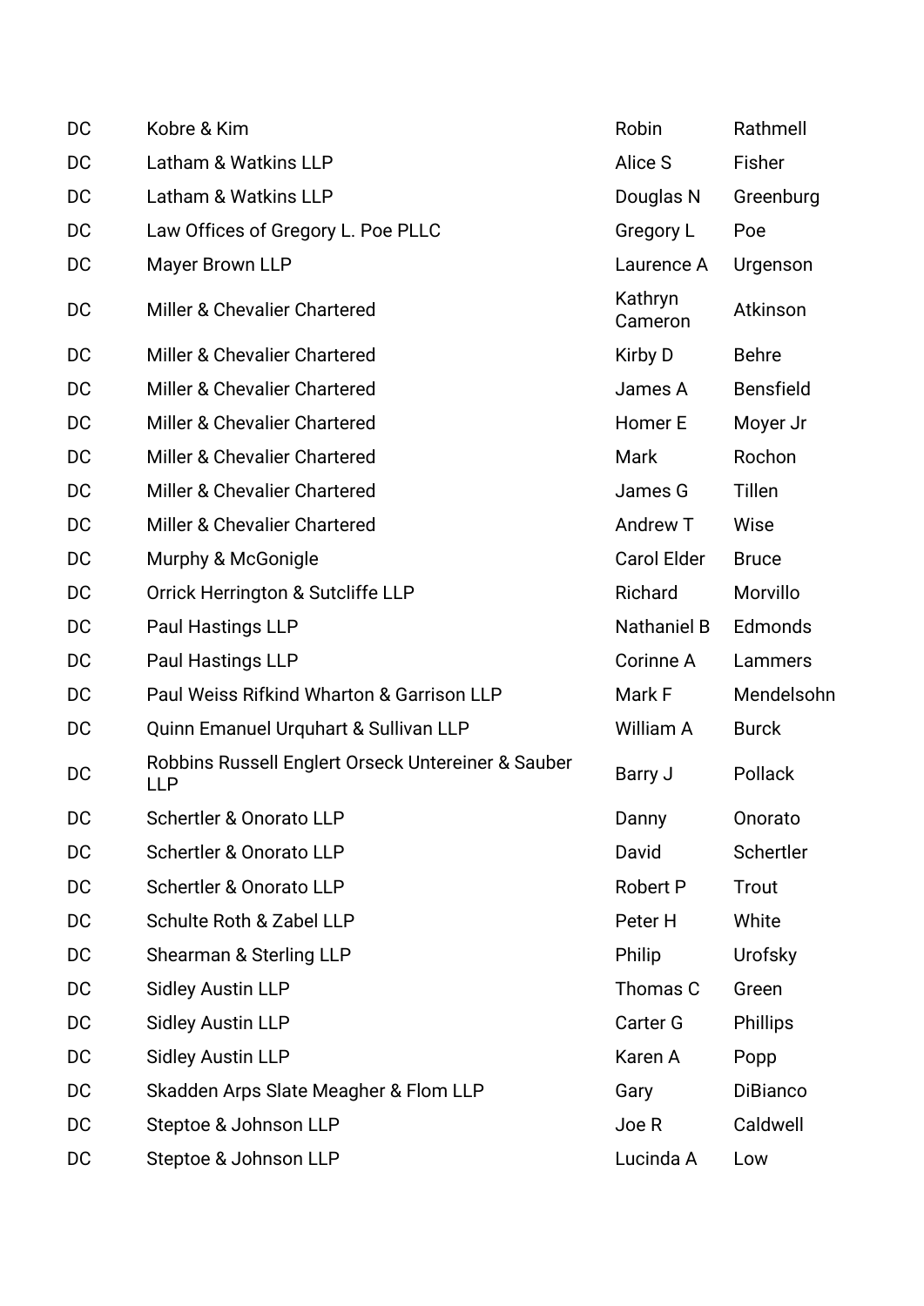| DC | Kobre & Kim | Robin | Rathmell |
|---|---|---|---|
| DC | Latham & Watkins LLP | Alice S | Fisher |
| DC | Latham & Watkins LLP | Douglas N | Greenburg |
| DC | Law Offices of Gregory L. Poe PLLC | Gregory L | Poe |
| DC | Mayer Brown LLP | Laurence A | Urgenson |
| DC | Miller & Chevalier Chartered | Kathryn Cameron | Atkinson |
| DC | Miller & Chevalier Chartered | Kirby D | Behre |
| DC | Miller & Chevalier Chartered | James A | Bensfield |
| DC | Miller & Chevalier Chartered | Homer E | Moyer Jr |
| DC | Miller & Chevalier Chartered | Mark | Rochon |
| DC | Miller & Chevalier Chartered | James G | Tillen |
| DC | Miller & Chevalier Chartered | Andrew T | Wise |
| DC | Murphy & McGonigle | Carol Elder | Bruce |
| DC | Orrick Herrington & Sutcliffe LLP | Richard | Morvillo |
| DC | Paul Hastings LLP | Nathaniel B | Edmonds |
| DC | Paul Hastings LLP | Corinne A | Lammers |
| DC | Paul Weiss Rifkind Wharton & Garrison LLP | Mark F | Mendelsohn |
| DC | Quinn Emanuel Urquhart & Sullivan LLP | William A | Burck |
| DC | Robbins Russell Englert Orseck Untereiner & Sauber LLP | Barry J | Pollack |
| DC | Schertler & Onorato LLP | Danny | Onorato |
| DC | Schertler & Onorato LLP | David | Schertler |
| DC | Schertler & Onorato LLP | Robert P | Trout |
| DC | Schulte Roth & Zabel LLP | Peter H | White |
| DC | Shearman & Sterling LLP | Philip | Urofsky |
| DC | Sidley Austin LLP | Thomas C | Green |
| DC | Sidley Austin LLP | Carter G | Phillips |
| DC | Sidley Austin LLP | Karen A | Popp |
| DC | Skadden Arps Slate Meagher & Flom LLP | Gary | DiBianco |
| DC | Steptoe & Johnson LLP | Joe R | Caldwell |
| DC | Steptoe & Johnson LLP | Lucinda A | Low |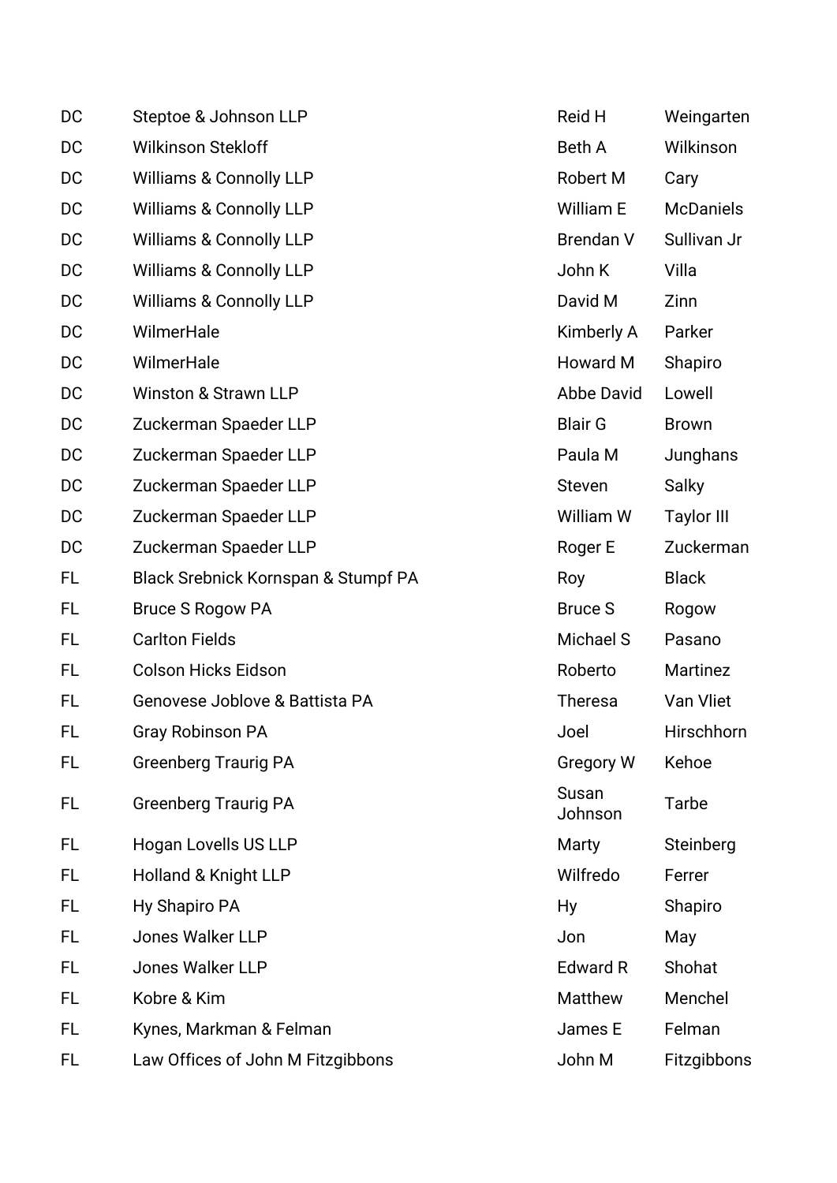| | | | |
|---|---|---|---|
| DC | Steptoe & Johnson LLP | Reid H | Weingarten |
| DC | Wilkinson Stekloff | Beth A | Wilkinson |
| DC | Williams & Connolly LLP | Robert M | Cary |
| DC | Williams & Connolly LLP | William E | McDaniels |
| DC | Williams & Connolly LLP | Brendan V | Sullivan Jr |
| DC | Williams & Connolly LLP | John K | Villa |
| DC | Williams & Connolly LLP | David M | Zinn |
| DC | WilmerHale | Kimberly A | Parker |
| DC | WilmerHale | Howard M | Shapiro |
| DC | Winston & Strawn LLP | Abbe David | Lowell |
| DC | Zuckerman Spaeder LLP | Blair G | Brown |
| DC | Zuckerman Spaeder LLP | Paula M | Junghans |
| DC | Zuckerman Spaeder LLP | Steven | Salky |
| DC | Zuckerman Spaeder LLP | William W | Taylor III |
| DC | Zuckerman Spaeder LLP | Roger E | Zuckerman |
| FL | Black Srebnick Kornspan & Stumpf PA | Roy | Black |
| FL | Bruce S Rogow PA | Bruce S | Rogow |
| FL | Carlton Fields | Michael S | Pasano |
| FL | Colson Hicks Eidson | Roberto | Martinez |
| FL | Genovese Joblove & Battista PA | Theresa | Van Vliet |
| FL | Gray Robinson PA | Joel | Hirschhorn |
| FL | Greenberg Traurig PA | Gregory W | Kehoe |
| FL | Greenberg Traurig PA | Susan Johnson | Tarbe |
| FL | Hogan Lovells US LLP | Marty | Steinberg |
| FL | Holland & Knight LLP | Wilfredo | Ferrer |
| FL | Hy Shapiro PA | Hy | Shapiro |
| FL | Jones Walker LLP | Jon | May |
| FL | Jones Walker LLP | Edward R | Shohat |
| FL | Kobre & Kim | Matthew | Menchel |
| FL | Kynes, Markman & Felman | James E | Felman |
| FL | Law Offices of John M Fitzgibbons | John M | Fitzgibbons |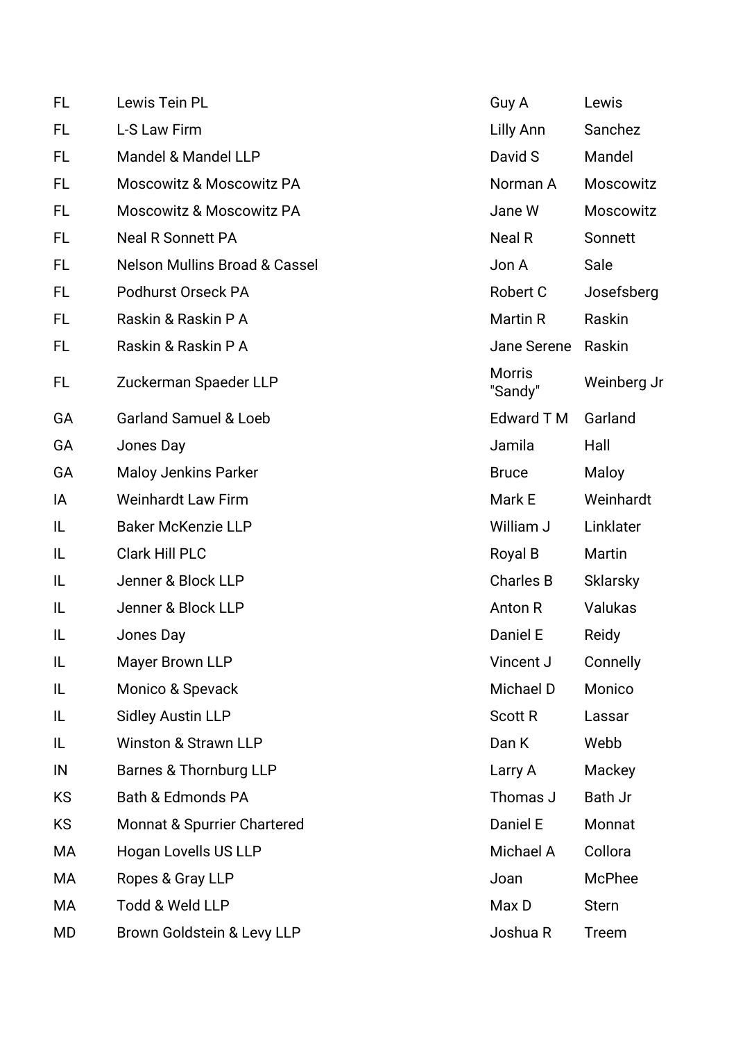| | | | |
|---|---|---|---|
| FL | Lewis Tein PL | Guy A | Lewis |
| FL | L-S Law Firm | Lilly Ann | Sanchez |
| FL | Mandel & Mandel LLP | David S | Mandel |
| FL | Moscowitz & Moscowitz PA | Norman A | Moscowitz |
| FL | Moscowitz & Moscowitz PA | Jane W | Moscowitz |
| FL | Neal R Sonnett PA | Neal R | Sonnett |
| FL | Nelson Mullins Broad & Cassel | Jon A | Sale |
| FL | Podhurst Orseck PA | Robert C | Josefsberg |
| FL | Raskin & Raskin P A | Martin R | Raskin |
| FL | Raskin & Raskin P A | Jane Serene | Raskin |
| FL | Zuckerman Spaeder LLP | Morris "Sandy" | Weinberg Jr |
| GA | Garland Samuel & Loeb | Edward T M | Garland |
| GA | Jones Day | Jamila | Hall |
| GA | Maloy Jenkins Parker | Bruce | Maloy |
| IA | Weinhardt Law Firm | Mark E | Weinhardt |
| IL | Baker McKenzie LLP | William J | Linklater |
| IL | Clark Hill PLC | Royal B | Martin |
| IL | Jenner & Block LLP | Charles B | Sklarsky |
| IL | Jenner & Block LLP | Anton R | Valukas |
| IL | Jones Day | Daniel E | Reidy |
| IL | Mayer Brown LLP | Vincent J | Connelly |
| IL | Monico & Spevack | Michael D | Monico |
| IL | Sidley Austin LLP | Scott R | Lassar |
| IL | Winston & Strawn LLP | Dan K | Webb |
| IN | Barnes & Thornburg LLP | Larry A | Mackey |
| KS | Bath & Edmonds PA | Thomas J | Bath Jr |
| KS | Monnat & Spurrier Chartered | Daniel E | Monnat |
| MA | Hogan Lovells US LLP | Michael A | Collora |
| MA | Ropes & Gray LLP | Joan | McPhee |
| MA | Todd & Weld LLP | Max D | Stern |
| MD | Brown Goldstein & Levy LLP | Joshua R | Treem |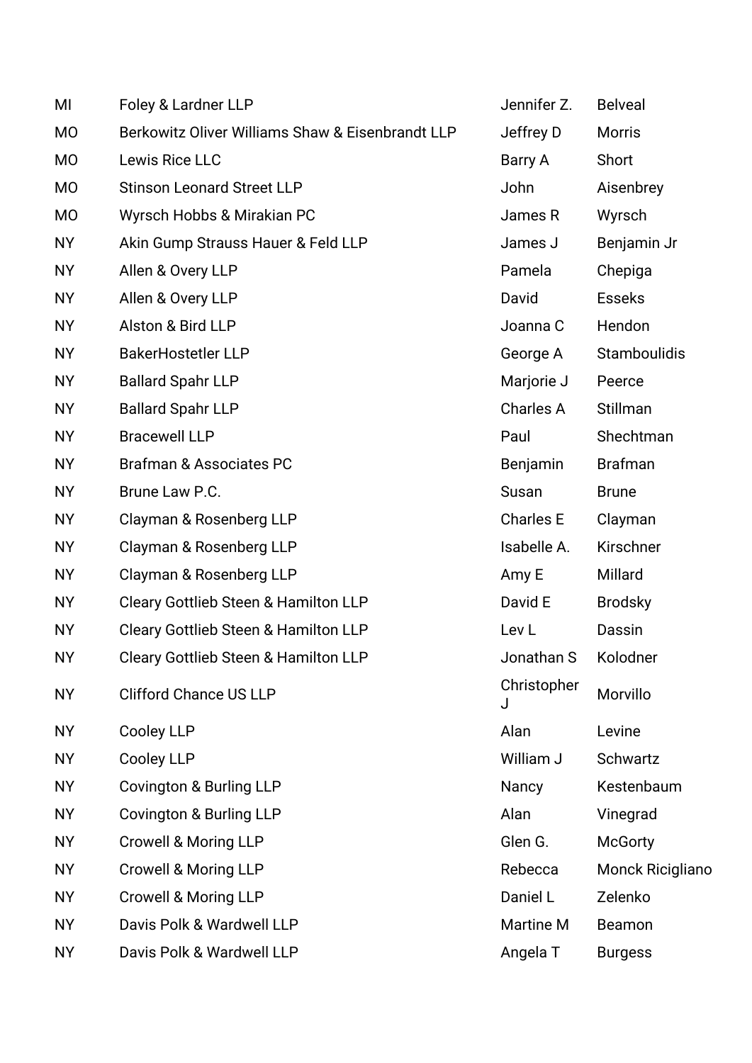| | | | |
|---|---|---|---|
| MI | Foley & Lardner LLP | Jennifer Z. | Belveal |
| MO | Berkowitz Oliver Williams Shaw & Eisenbrandt LLP | Jeffrey D | Morris |
| MO | Lewis Rice LLC | Barry A | Short |
| MO | Stinson Leonard Street LLP | John | Aisenbrey |
| MO | Wyrsch Hobbs & Mirakian PC | James R | Wyrsch |
| NY | Akin Gump Strauss Hauer & Feld LLP | James J | Benjamin Jr |
| NY | Allen & Overy LLP | Pamela | Chepiga |
| NY | Allen & Overy LLP | David | Esseks |
| NY | Alston & Bird LLP | Joanna C | Hendon |
| NY | BakerHostetler LLP | George A | Stamboulidis |
| NY | Ballard Spahr LLP | Marjorie J | Peerce |
| NY | Ballard Spahr LLP | Charles A | Stillman |
| NY | Bracewell LLP | Paul | Shechtman |
| NY | Brafman & Associates PC | Benjamin | Brafman |
| NY | Brune Law P.C. | Susan | Brune |
| NY | Clayman & Rosenberg LLP | Charles E | Clayman |
| NY | Clayman & Rosenberg LLP | Isabelle A. | Kirschner |
| NY | Clayman & Rosenberg LLP | Amy E | Millard |
| NY | Cleary Gottlieb Steen & Hamilton LLP | David E | Brodsky |
| NY | Cleary Gottlieb Steen & Hamilton LLP | Lev L | Dassin |
| NY | Cleary Gottlieb Steen & Hamilton LLP | Jonathan S | Kolodner |
| NY | Clifford Chance US LLP | Christopher J | Morvillo |
| NY | Cooley LLP | Alan | Levine |
| NY | Cooley LLP | William J | Schwartz |
| NY | Covington & Burling LLP | Nancy | Kestenbaum |
| NY | Covington & Burling LLP | Alan | Vinegrad |
| NY | Crowell & Moring LLP | Glen G. | McGorty |
| NY | Crowell & Moring LLP | Rebecca | Monck Ricigliano |
| NY | Crowell & Moring LLP | Daniel L | Zelenko |
| NY | Davis Polk & Wardwell LLP | Martine M | Beamon |
| NY | Davis Polk & Wardwell LLP | Angela T | Burgess |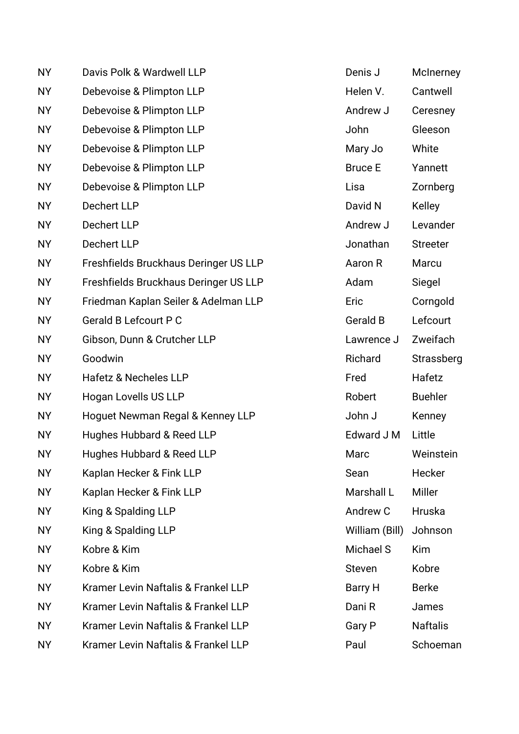| | | | |
|---|---|---|---|
| NY | Davis Polk & Wardwell LLP | Denis J | McInerney |
| NY | Debevoise & Plimpton LLP | Helen V. | Cantwell |
| NY | Debevoise & Plimpton LLP | Andrew J | Ceresney |
| NY | Debevoise & Plimpton LLP | John | Gleeson |
| NY | Debevoise & Plimpton LLP | Mary Jo | White |
| NY | Debevoise & Plimpton LLP | Bruce E | Yannett |
| NY | Debevoise & Plimpton LLP | Lisa | Zornberg |
| NY | Dechert LLP | David N | Kelley |
| NY | Dechert LLP | Andrew J | Levander |
| NY | Dechert LLP | Jonathan | Streeter |
| NY | Freshfields Bruckhaus Deringer US LLP | Aaron R | Marcu |
| NY | Freshfields Bruckhaus Deringer US LLP | Adam | Siegel |
| NY | Friedman Kaplan Seiler & Adelman LLP | Eric | Corngold |
| NY | Gerald B Lefcourt P C | Gerald B | Lefcourt |
| NY | Gibson, Dunn & Crutcher LLP | Lawrence J | Zweifach |
| NY | Goodwin | Richard | Strassberg |
| NY | Hafetz & Necheles LLP | Fred | Hafetz |
| NY | Hogan Lovells US LLP | Robert | Buehler |
| NY | Hoguet Newman Regal & Kenney LLP | John J | Kenney |
| NY | Hughes Hubbard & Reed LLP | Edward J M | Little |
| NY | Hughes Hubbard & Reed LLP | Marc | Weinstein |
| NY | Kaplan Hecker & Fink LLP | Sean | Hecker |
| NY | Kaplan Hecker & Fink LLP | Marshall L | Miller |
| NY | King & Spalding LLP | Andrew C | Hruska |
| NY | King & Spalding LLP | William (Bill) | Johnson |
| NY | Kobre & Kim | Michael S | Kim |
| NY | Kobre & Kim | Steven | Kobre |
| NY | Kramer Levin Naftalis & Frankel LLP | Barry H | Berke |
| NY | Kramer Levin Naftalis & Frankel LLP | Dani R | James |
| NY | Kramer Levin Naftalis & Frankel LLP | Gary P | Naftalis |
| NY | Kramer Levin Naftalis & Frankel LLP | Paul | Schoeman |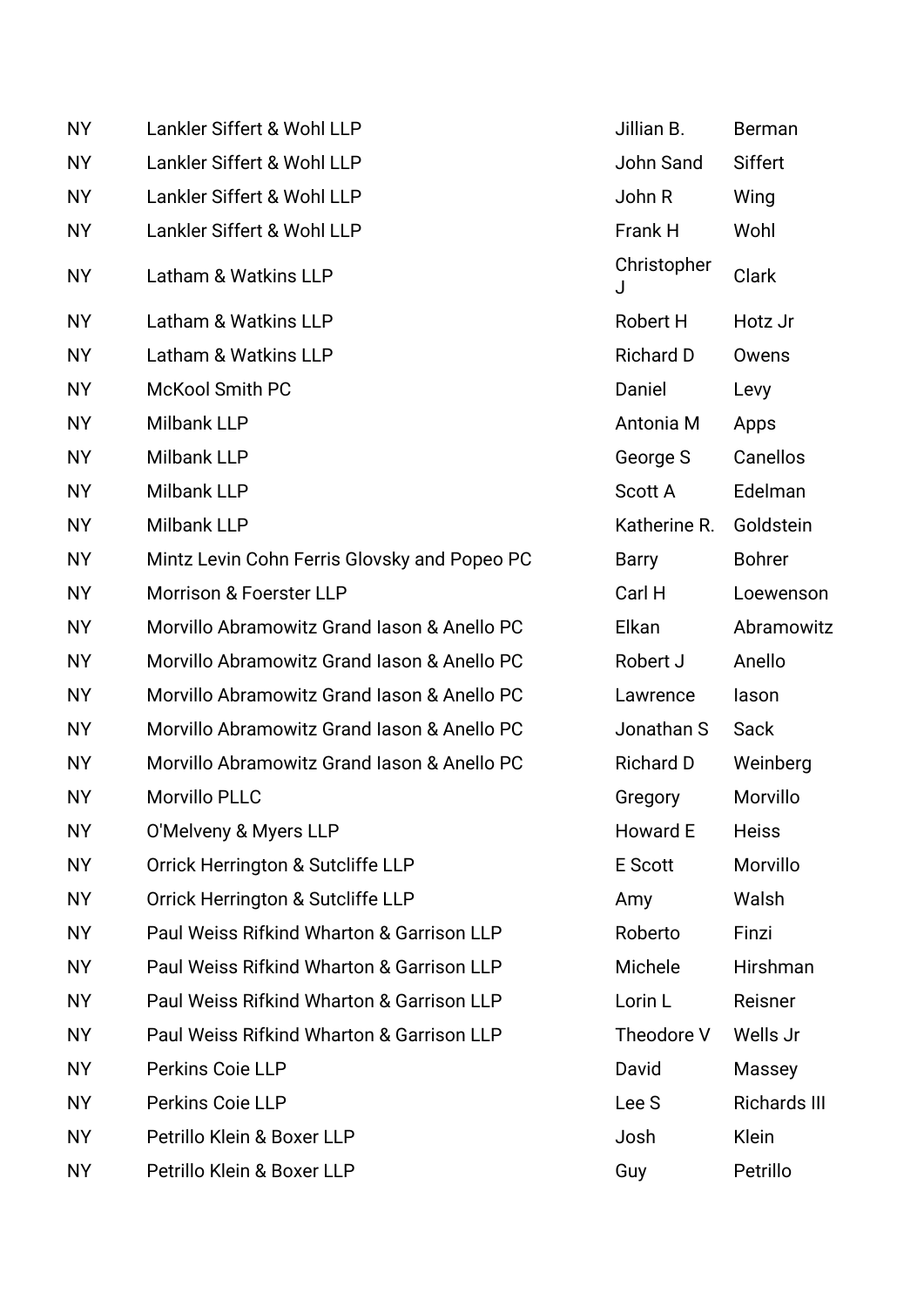| | | | |
|---|---|---|---|
| NY | Lankler Siffert & Wohl LLP | Jillian B. | Berman |
| NY | Lankler Siffert & Wohl LLP | John Sand | Siffert |
| NY | Lankler Siffert & Wohl LLP | John R | Wing |
| NY | Lankler Siffert & Wohl LLP | Frank H | Wohl |
| NY | Latham & Watkins LLP | Christopher J | Clark |
| NY | Latham & Watkins LLP | Robert H | Hotz Jr |
| NY | Latham & Watkins LLP | Richard D | Owens |
| NY | McKool Smith PC | Daniel | Levy |
| NY | Milbank LLP | Antonia M | Apps |
| NY | Milbank LLP | George S | Canellos |
| NY | Milbank LLP | Scott A | Edelman |
| NY | Milbank LLP | Katherine R. | Goldstein |
| NY | Mintz Levin Cohn Ferris Glovsky and Popeo PC | Barry | Bohrer |
| NY | Morrison & Foerster LLP | Carl H | Loewenson |
| NY | Morvillo Abramowitz Grand Iason & Anello PC | Elkan | Abramowitz |
| NY | Morvillo Abramowitz Grand Iason & Anello PC | Robert J | Anello |
| NY | Morvillo Abramowitz Grand Iason & Anello PC | Lawrence | Iason |
| NY | Morvillo Abramowitz Grand Iason & Anello PC | Jonathan S | Sack |
| NY | Morvillo Abramowitz Grand Iason & Anello PC | Richard D | Weinberg |
| NY | Morvillo PLLC | Gregory | Morvillo |
| NY | O'Melveny & Myers LLP | Howard E | Heiss |
| NY | Orrick Herrington & Sutcliffe LLP | E Scott | Morvillo |
| NY | Orrick Herrington & Sutcliffe LLP | Amy | Walsh |
| NY | Paul Weiss Rifkind Wharton & Garrison LLP | Roberto | Finzi |
| NY | Paul Weiss Rifkind Wharton & Garrison LLP | Michele | Hirshman |
| NY | Paul Weiss Rifkind Wharton & Garrison LLP | Lorin L | Reisner |
| NY | Paul Weiss Rifkind Wharton & Garrison LLP | Theodore V | Wells Jr |
| NY | Perkins Coie LLP | David | Massey |
| NY | Perkins Coie LLP | Lee S | Richards III |
| NY | Petrillo Klein & Boxer LLP | Josh | Klein |
| NY | Petrillo Klein & Boxer LLP | Guy | Petrillo |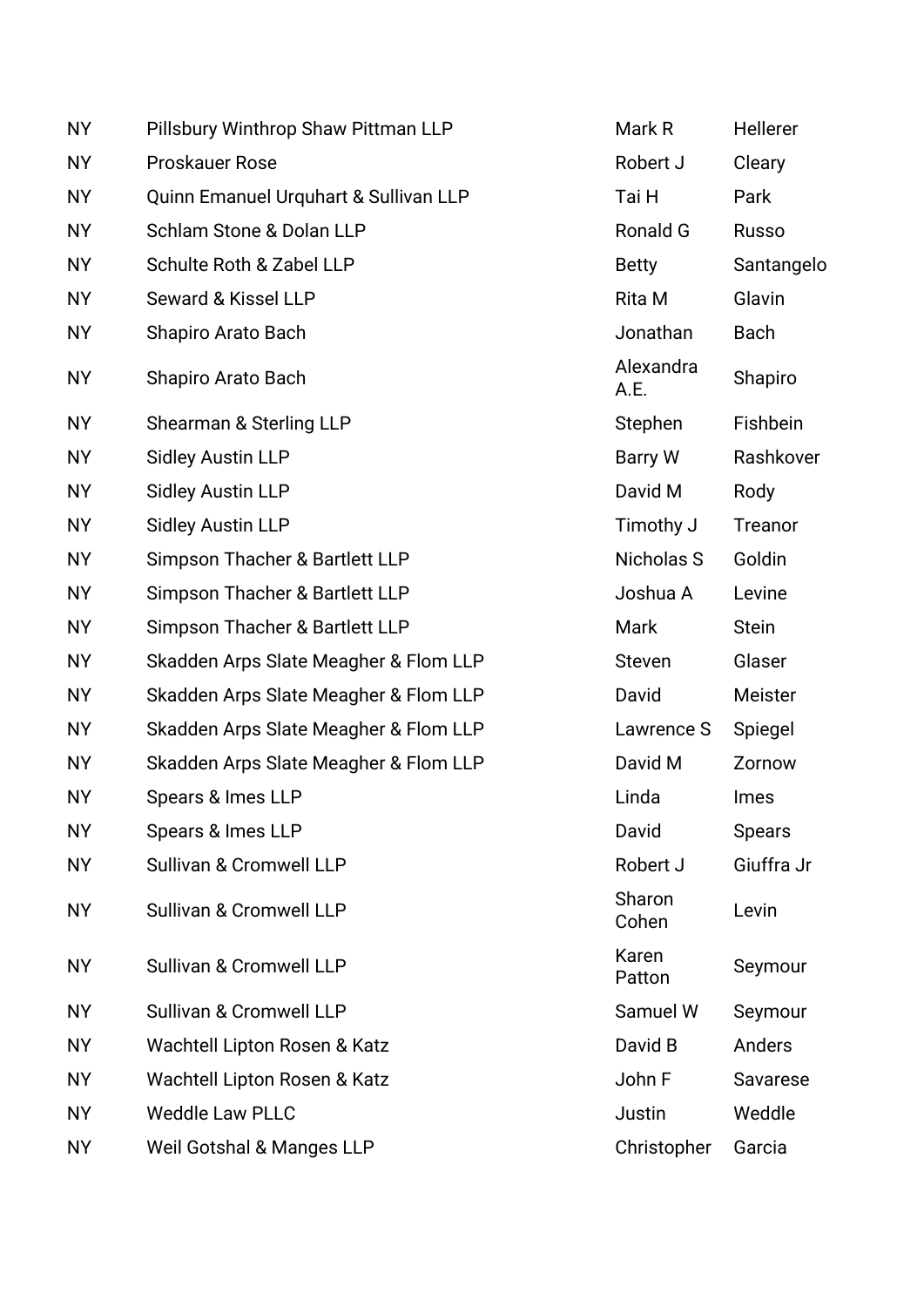| | | | |
|---|---|---|---|
| NY | Pillsbury Winthrop Shaw Pittman LLP | Mark R | Hellerer |
| NY | Proskauer Rose | Robert J | Cleary |
| NY | Quinn Emanuel Urquhart & Sullivan LLP | Tai H | Park |
| NY | Schlam Stone & Dolan LLP | Ronald G | Russo |
| NY | Schulte Roth & Zabel LLP | Betty | Santangelo |
| NY | Seward & Kissel LLP | Rita M | Glavin |
| NY | Shapiro Arato Bach | Jonathan | Bach |
| NY | Shapiro Arato Bach | Alexandra A.E. | Shapiro |
| NY | Shearman & Sterling LLP | Stephen | Fishbein |
| NY | Sidley Austin LLP | Barry W | Rashkover |
| NY | Sidley Austin LLP | David M | Rody |
| NY | Sidley Austin LLP | Timothy J | Treanor |
| NY | Simpson Thacher & Bartlett LLP | Nicholas S | Goldin |
| NY | Simpson Thacher & Bartlett LLP | Joshua A | Levine |
| NY | Simpson Thacher & Bartlett LLP | Mark | Stein |
| NY | Skadden Arps Slate Meagher & Flom LLP | Steven | Glaser |
| NY | Skadden Arps Slate Meagher & Flom LLP | David | Meister |
| NY | Skadden Arps Slate Meagher & Flom LLP | Lawrence S | Spiegel |
| NY | Skadden Arps Slate Meagher & Flom LLP | David M | Zornow |
| NY | Spears & Imes LLP | Linda | Imes |
| NY | Spears & Imes LLP | David | Spears |
| NY | Sullivan & Cromwell LLP | Robert J | Giuffra Jr |
| NY | Sullivan & Cromwell LLP | Sharon Cohen | Levin |
| NY | Sullivan & Cromwell LLP | Karen Patton | Seymour |
| NY | Sullivan & Cromwell LLP | Samuel W | Seymour |
| NY | Wachtell Lipton Rosen & Katz | David B | Anders |
| NY | Wachtell Lipton Rosen & Katz | John F | Savarese |
| NY | Weddle Law PLLC | Justin | Weddle |
| NY | Weil Gotshal & Manges LLP | Christopher | Garcia |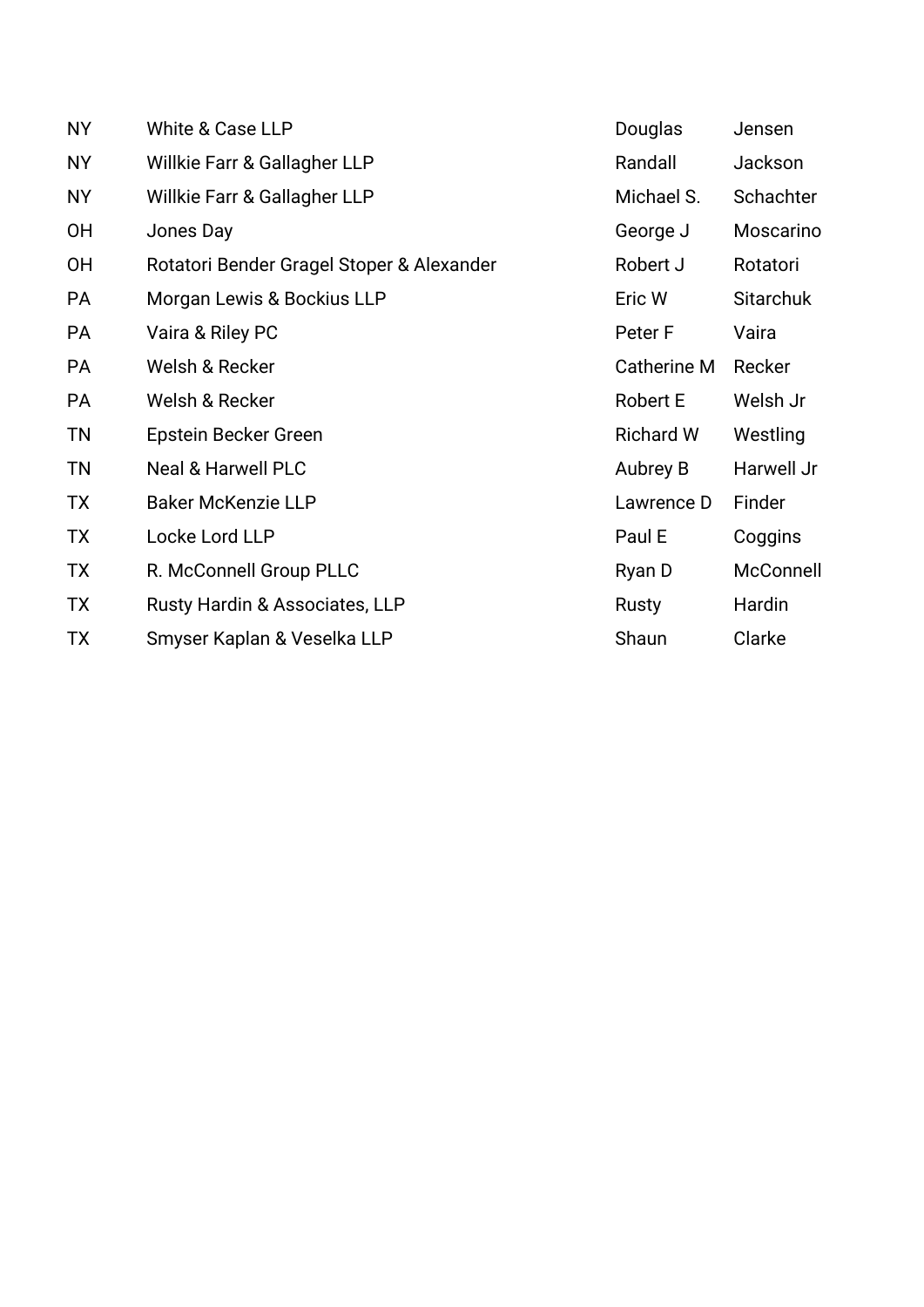| | | | |
|---|---|---|---|
| NY | White & Case LLP | Douglas | Jensen |
| NY | Willkie Farr & Gallagher LLP | Randall | Jackson |
| NY | Willkie Farr & Gallagher LLP | Michael S. | Schachter |
| OH | Jones Day | George J | Moscarino |
| OH | Rotatori Bender Gragel Stoper & Alexander | Robert J | Rotatori |
| PA | Morgan Lewis & Bockius LLP | Eric W | Sitarchuk |
| PA | Vaira & Riley PC | Peter F | Vaira |
| PA | Welsh & Recker | Catherine M | Recker |
| PA | Welsh & Recker | Robert E | Welsh Jr |
| TN | Epstein Becker Green | Richard W | Westling |
| TN | Neal & Harwell PLC | Aubrey B | Harwell Jr |
| TX | Baker McKenzie LLP | Lawrence D | Finder |
| TX | Locke Lord LLP | Paul E | Coggins |
| TX | R. McConnell Group PLLC | Ryan D | McConnell |
| TX | Rusty Hardin & Associates, LLP | Rusty | Hardin |
| TX | Smyser Kaplan & Veselka LLP | Shaun | Clarke |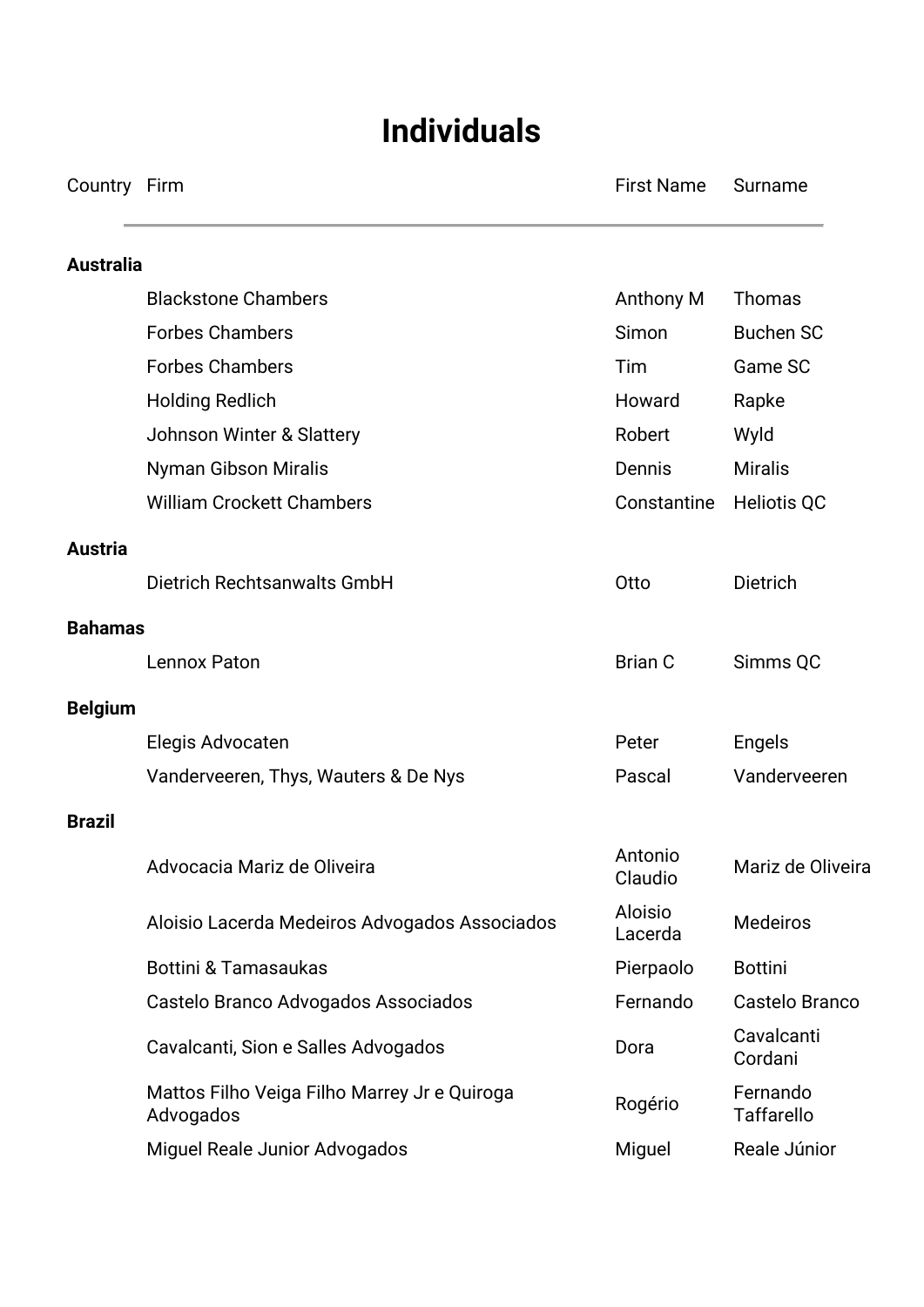# Individuals

| Country | Firm | First Name | Surname |
|---|---|---|---|
| **Australia** | | | |
| | Blackstone Chambers | Anthony M | Thomas |
| | Forbes Chambers | Simon | Buchen SC |
| | Forbes Chambers | Tim | Game SC |
| | Holding Redlich | Howard | Rapke |
| | Johnson Winter & Slattery | Robert | Wyld |
| | Nyman Gibson Miralis | Dennis | Miralis |
| | William Crockett Chambers | Constantine | Heliotis QC |
| **Austria** | | | |
| | Dietrich Rechtsanwalts GmbH | Otto | Dietrich |
| **Bahamas** | | | |
| | Lennox Paton | Brian C | Simms QC |
| **Belgium** | | | |
| | Elegis Advocaten | Peter | Engels |
| | Vanderveeren, Thys, Wauters & De Nys | Pascal | Vanderveeren |
| **Brazil** | | | |
| | Advocacia Mariz de Oliveira | Antonio Claudio | Mariz de Oliveira |
| | Aloisio Lacerda Medeiros Advogados Associados | Aloisio Lacerda | Medeiros |
| | Bottini & Tamasaukas | Pierpaolo | Bottini |
| | Castelo Branco Advogados Associados | Fernando | Castelo Branco |
| | Cavalcanti, Sion e Salles Advogados | Dora | Cavalcanti Cordani |
| | Mattos Filho Veiga Filho Marrey Jr e Quiroga Advogados | Rogério | Fernando Taffarello |
| | Miguel Reale Junior Advogados | Miguel | Reale Júnior |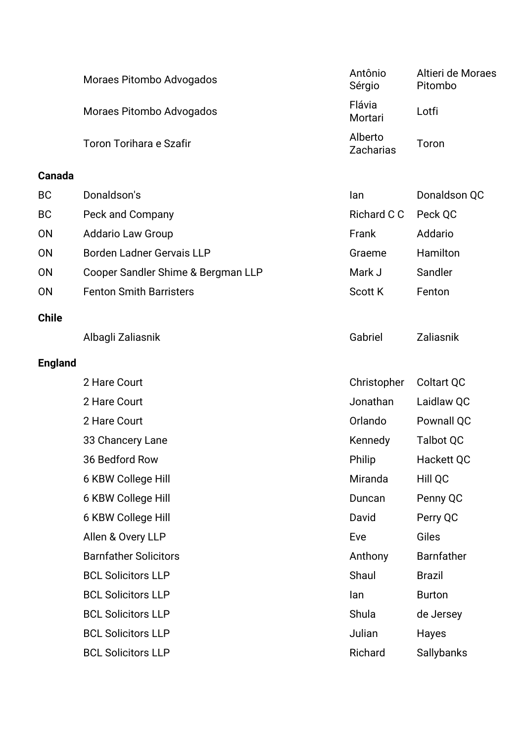| | | | |
|---|---|---|---|
| | Moraes Pitombo Advogados | Antônio Sérgio | Altieri de Moraes Pitombo |
| | Moraes Pitombo Advogados | Flávia Mortari | Lotfi |
| | Toron Torihara e Szafir | Alberto Zacharias | Toron |
| **Canada** | | | |
| BC | Donaldson's | Ian | Donaldson QC |
| BC | Peck and Company | Richard C C | Peck QC |
| ON | Addario Law Group | Frank | Addario |
| ON | Borden Ladner Gervais LLP | Graeme | Hamilton |
| ON | Cooper Sandler Shime & Bergman LLP | Mark J | Sandler |
| ON | Fenton Smith Barristers | Scott K | Fenton |
| **Chile** | | | |
| | Albagli Zaliasnik | Gabriel | Zaliasnik |
| **England** | | | |
| | 2 Hare Court | Christopher | Coltart QC |
| | 2 Hare Court | Jonathan | Laidlaw QC |
| | 2 Hare Court | Orlando | Pownall QC |
| | 33 Chancery Lane | Kennedy | Talbot QC |
| | 36 Bedford Row | Philip | Hackett QC |
| | 6 KBW College Hill | Miranda | Hill QC |
| | 6 KBW College Hill | Duncan | Penny QC |
| | 6 KBW College Hill | David | Perry QC |
| | Allen & Overy LLP | Eve | Giles |
| | Barnfather Solicitors | Anthony | Barnfather |
| | BCL Solicitors LLP | Shaul | Brazil |
| | BCL Solicitors LLP | Ian | Burton |
| | BCL Solicitors LLP | Shula | de Jersey |
| | BCL Solicitors LLP | Julian | Hayes |
| | BCL Solicitors LLP | Richard | Sallybanks |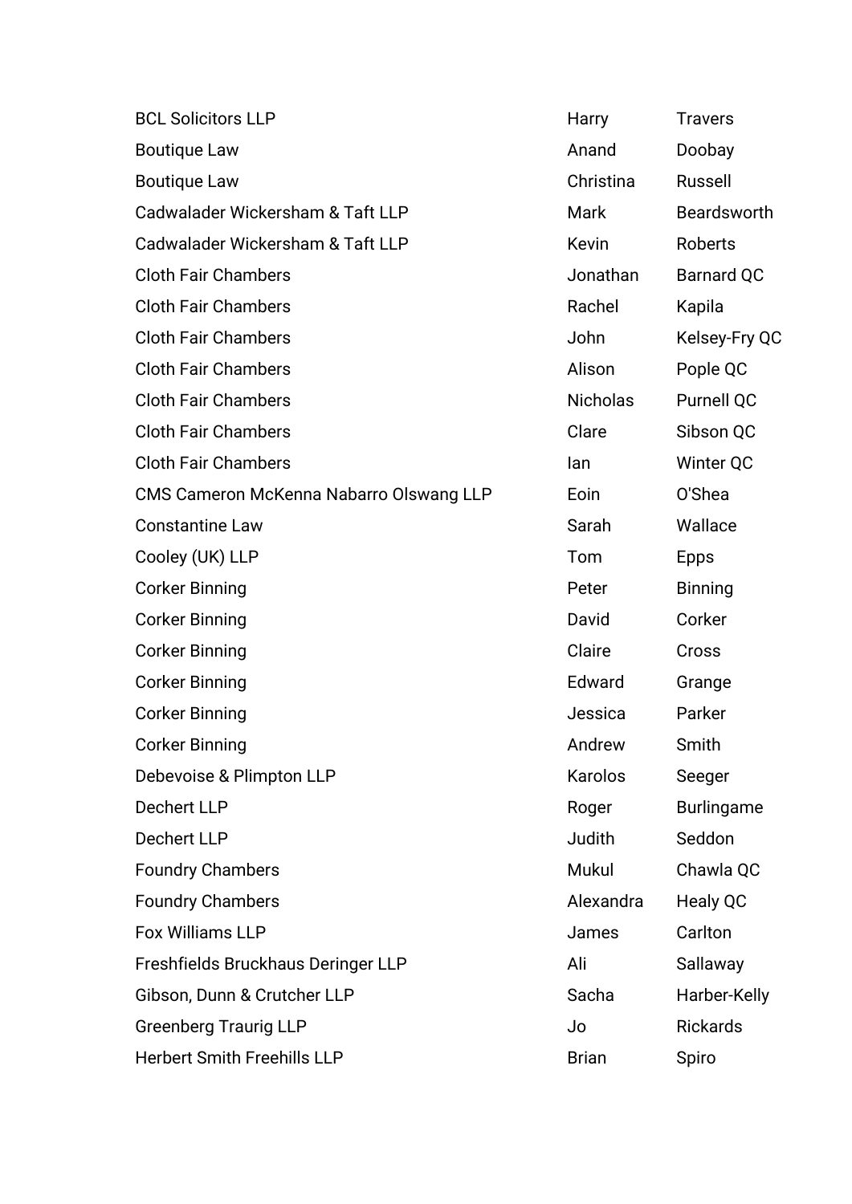| | | |
|---|---|---|
| BCL Solicitors LLP | Harry | Travers |
| Boutique Law | Anand | Doobay |
| Boutique Law | Christina | Russell |
| Cadwalader Wickersham & Taft LLP | Mark | Beardsworth |
| Cadwalader Wickersham & Taft LLP | Kevin | Roberts |
| Cloth Fair Chambers | Jonathan | Barnard QC |
| Cloth Fair Chambers | Rachel | Kapila |
| Cloth Fair Chambers | John | Kelsey-Fry QC |
| Cloth Fair Chambers | Alison | Pople QC |
| Cloth Fair Chambers | Nicholas | Purnell QC |
| Cloth Fair Chambers | Clare | Sibson QC |
| Cloth Fair Chambers | Ian | Winter QC |
| CMS Cameron McKenna Nabarro Olswang LLP | Eoin | O'Shea |
| Constantine Law | Sarah | Wallace |
| Cooley (UK) LLP | Tom | Epps |
| Corker Binning | Peter | Binning |
| Corker Binning | David | Corker |
| Corker Binning | Claire | Cross |
| Corker Binning | Edward | Grange |
| Corker Binning | Jessica | Parker |
| Corker Binning | Andrew | Smith |
| Debevoise & Plimpton LLP | Karolos | Seeger |
| Dechert LLP | Roger | Burlingame |
| Dechert LLP | Judith | Seddon |
| Foundry Chambers | Mukul | Chawla QC |
| Foundry Chambers | Alexandra | Healy QC |
| Fox Williams LLP | James | Carlton |
| Freshfields Bruckhaus Deringer LLP | Ali | Sallaway |
| Gibson, Dunn & Crutcher LLP | Sacha | Harber-Kelly |
| Greenberg Traurig LLP | Jo | Rickards |
| Herbert Smith Freehills LLP | Brian | Spiro |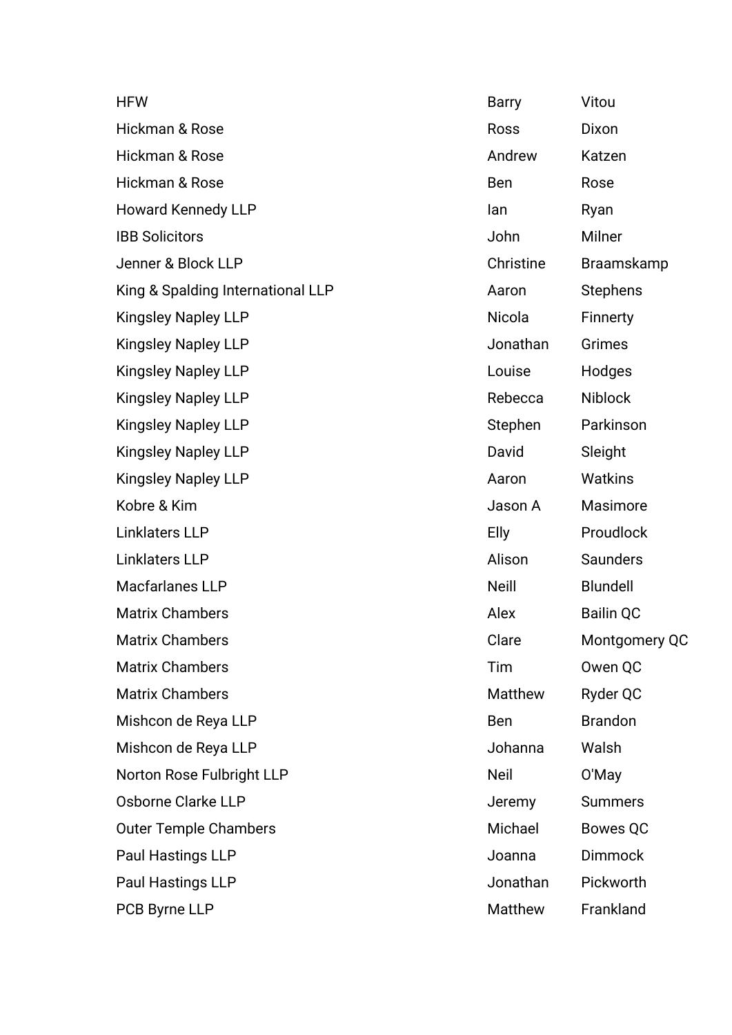| | | |
|---|---|---|
| HFW | Barry | Vitou |
| Hickman & Rose | Ross | Dixon |
| Hickman & Rose | Andrew | Katzen |
| Hickman & Rose | Ben | Rose |
| Howard Kennedy LLP | Ian | Ryan |
| IBB Solicitors | John | Milner |
| Jenner & Block LLP | Christine | Braamskamp |
| King & Spalding International LLP | Aaron | Stephens |
| Kingsley Napley LLP | Nicola | Finnerty |
| Kingsley Napley LLP | Jonathan | Grimes |
| Kingsley Napley LLP | Louise | Hodges |
| Kingsley Napley LLP | Rebecca | Niblock |
| Kingsley Napley LLP | Stephen | Parkinson |
| Kingsley Napley LLP | David | Sleight |
| Kingsley Napley LLP | Aaron | Watkins |
| Kobre & Kim | Jason A | Masimore |
| Linklaters LLP | Elly | Proudlock |
| Linklaters LLP | Alison | Saunders |
| Macfarlanes LLP | Neill | Blundell |
| Matrix Chambers | Alex | Bailin QC |
| Matrix Chambers | Clare | Montgomery QC |
| Matrix Chambers | Tim | Owen QC |
| Matrix Chambers | Matthew | Ryder QC |
| Mishcon de Reya LLP | Ben | Brandon |
| Mishcon de Reya LLP | Johanna | Walsh |
| Norton Rose Fulbright LLP | Neil | O'May |
| Osborne Clarke LLP | Jeremy | Summers |
| Outer Temple Chambers | Michael | Bowes QC |
| Paul Hastings LLP | Joanna | Dimmock |
| Paul Hastings LLP | Jonathan | Pickworth |
| PCB Byrne LLP | Matthew | Frankland |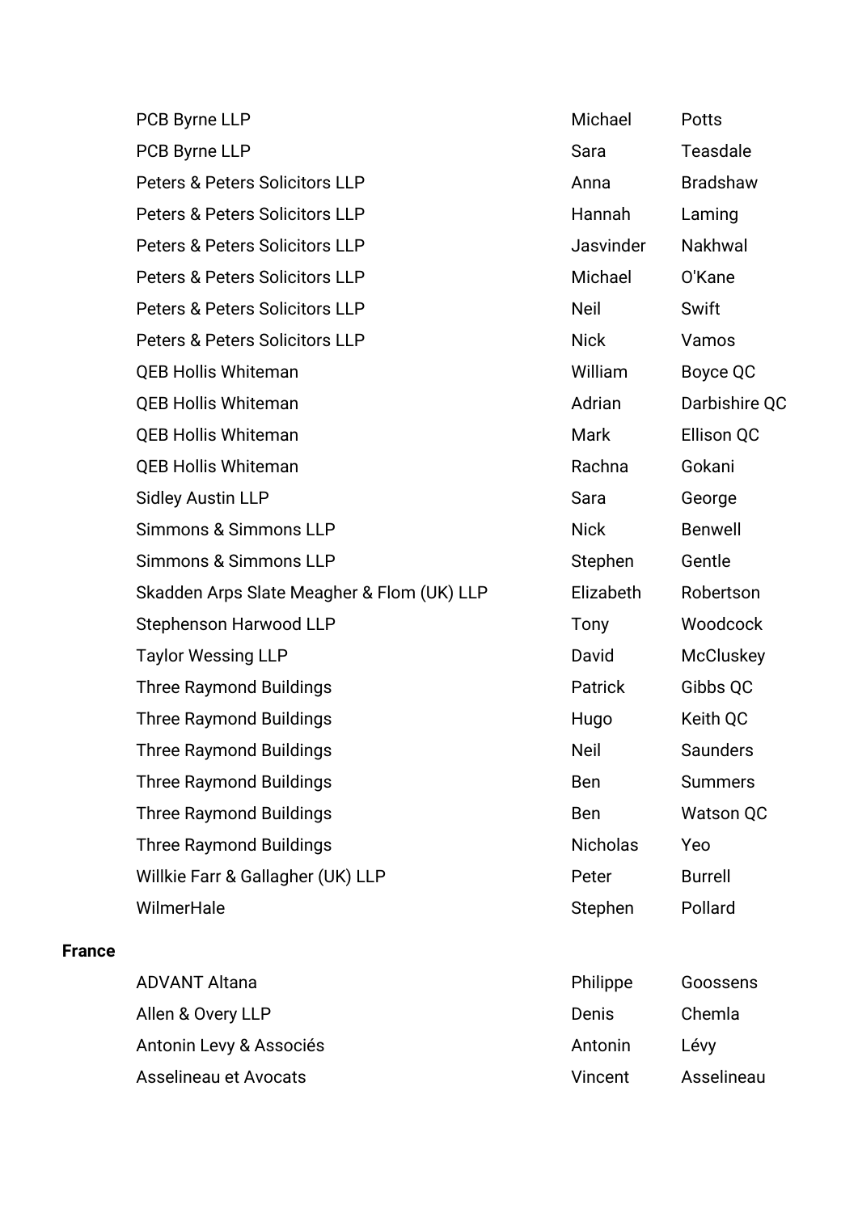| | | |
|---|---|---|
| PCB Byrne LLP | Michael | Potts |
| PCB Byrne LLP | Sara | Teasdale |
| Peters & Peters Solicitors LLP | Anna | Bradshaw |
| Peters & Peters Solicitors LLP | Hannah | Laming |
| Peters & Peters Solicitors LLP | Jasvinder | Nakhwal |
| Peters & Peters Solicitors LLP | Michael | O'Kane |
| Peters & Peters Solicitors LLP | Neil | Swift |
| Peters & Peters Solicitors LLP | Nick | Vamos |
| QEB Hollis Whiteman | William | Boyce QC |
| QEB Hollis Whiteman | Adrian | Darbishire QC |
| QEB Hollis Whiteman | Mark | Ellison QC |
| QEB Hollis Whiteman | Rachna | Gokani |
| Sidley Austin LLP | Sara | George |
| Simmons & Simmons LLP | Nick | Benwell |
| Simmons & Simmons LLP | Stephen | Gentle |
| Skadden Arps Slate Meagher & Flom (UK) LLP | Elizabeth | Robertson |
| Stephenson Harwood LLP | Tony | Woodcock |
| Taylor Wessing LLP | David | McCluskey |
| Three Raymond Buildings | Patrick | Gibbs QC |
| Three Raymond Buildings | Hugo | Keith QC |
| Three Raymond Buildings | Neil | Saunders |
| Three Raymond Buildings | Ben | Summers |
| Three Raymond Buildings | Ben | Watson QC |
| Three Raymond Buildings | Nicholas | Yeo |
| Willkie Farr & Gallagher (UK) LLP | Peter | Burrell |
| WilmerHale | Stephen | Pollard |

**France**

| | | |
|---|---|---|
| ADVANT Altana | Philippe | Goossens |
| Allen & Overy LLP | Denis | Chemla |
| Antonin Levy & Associés | Antonin | Lévy |
| Asselineau et Avocats | Vincent | Asselineau |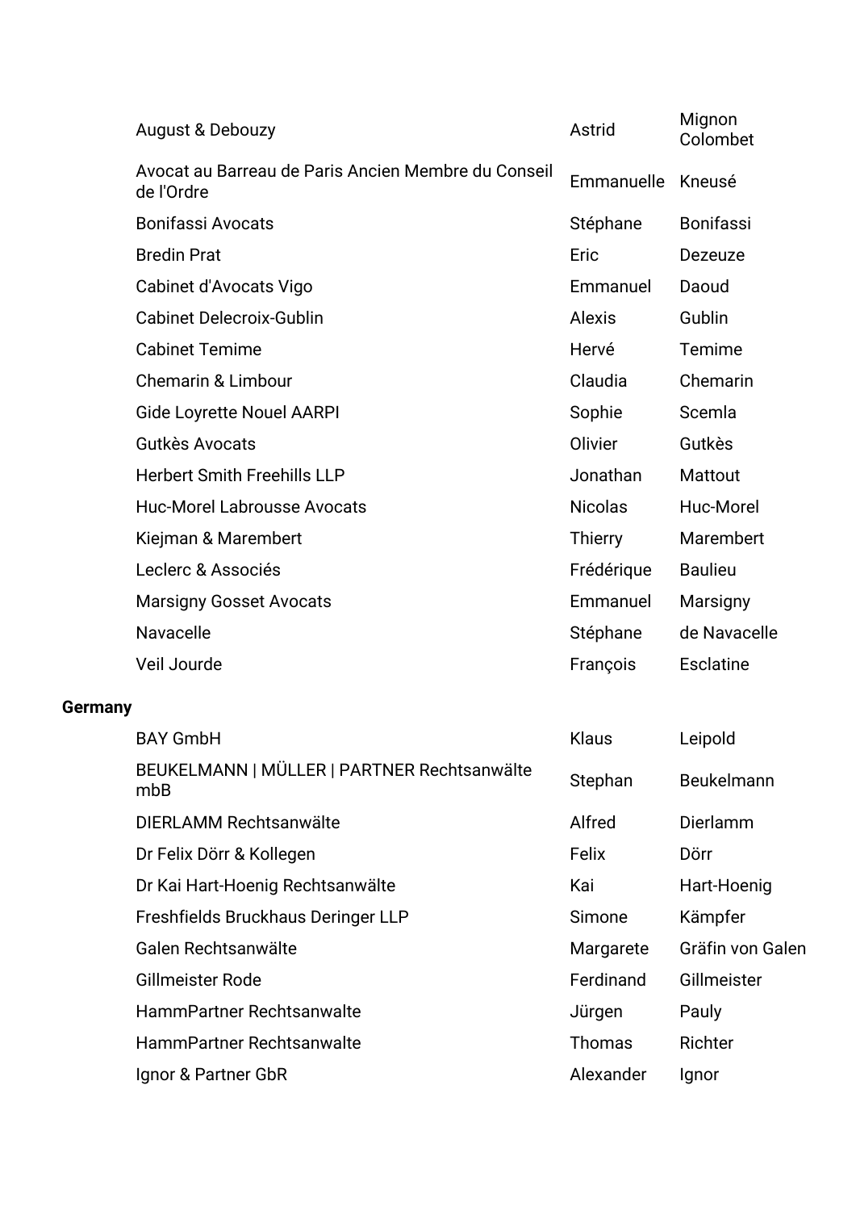| | | |
|---|---|---|
| August & Debouzy | Astrid | Mignon Colombet |
| Avocat au Barreau de Paris Ancien Membre du Conseil de l'Ordre | Emmanuelle | Kneusé |
| Bonifassi Avocats | Stéphane | Bonifassi |
| Bredin Prat | Eric | Dezeuze |
| Cabinet d'Avocats Vigo | Emmanuel | Daoud |
| Cabinet Delecroix-Gublin | Alexis | Gublin |
| Cabinet Temime | Hervé | Temime |
| Chemarin & Limbour | Claudia | Chemarin |
| Gide Loyrette Nouel AARPI | Sophie | Scemla |
| Gutkès Avocats | Olivier | Gutkès |
| Herbert Smith Freehills LLP | Jonathan | Mattout |
| Huc-Morel Labrousse Avocats | Nicolas | Huc-Morel |
| Kiejman & Marembert | Thierry | Marembert |
| Leclerc & Associés | Frédérique | Baulieu |
| Marsigny Gosset Avocats | Emmanuel | Marsigny |
| Navacelle | Stéphane | de Navacelle |
| Veil Jourde | François | Esclatine |

**Germany**

| | | |
|---|---|---|
| BAY GmbH | Klaus | Leipold |
| BEUKELMANN \| MÜLLER \| PARTNER Rechtsanwälte mbB | Stephan | Beukelmann |
| DIERLAMM Rechtsanwälte | Alfred | Dierlamm |
| Dr Felix Dörr & Kollegen | Felix | Dörr |
| Dr Kai Hart-Hoenig Rechtsanwälte | Kai | Hart-Hoenig |
| Freshfields Bruckhaus Deringer LLP | Simone | Kämpfer |
| Galen Rechtsanwälte | Margarete | Gräfin von Galen |
| Gillmeister Rode | Ferdinand | Gillmeister |
| HammPartner Rechtsanwalte | Jürgen | Pauly |
| HammPartner Rechtsanwalte | Thomas | Richter |
| Ignor & Partner GbR | Alexander | Ignor |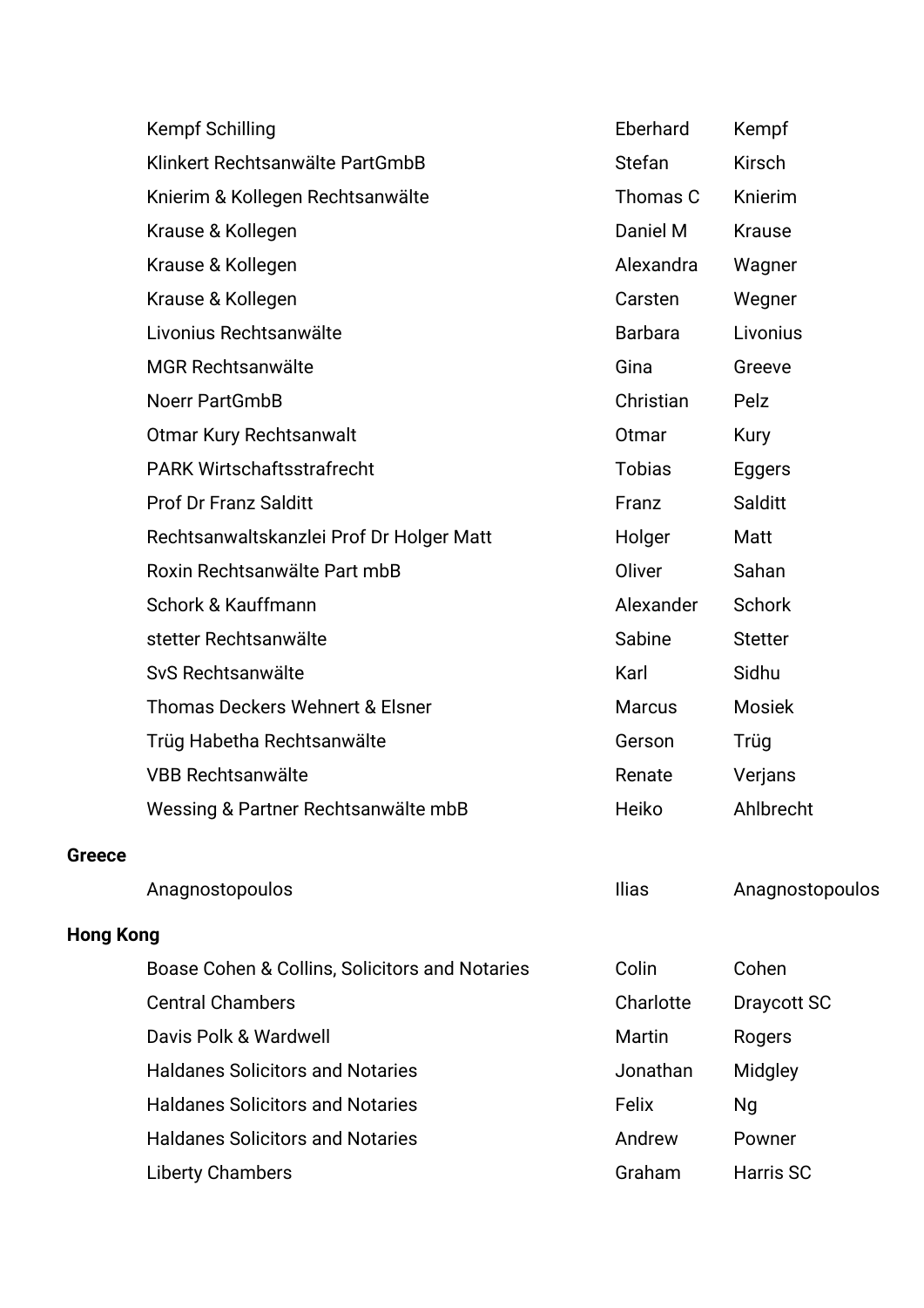| | | |
|---|---|---|
| Kempf Schilling | Eberhard | Kempf |
| Klinkert Rechtsanwälte PartGmbB | Stefan | Kirsch |
| Knierim & Kollegen Rechtsanwälte | Thomas C | Knierim |
| Krause & Kollegen | Daniel M | Krause |
| Krause & Kollegen | Alexandra | Wagner |
| Krause & Kollegen | Carsten | Wegner |
| Livonius Rechtsanwälte | Barbara | Livonius |
| MGR Rechtsanwälte | Gina | Greeve |
| Noerr PartGmbB | Christian | Pelz |
| Otmar Kury Rechtsanwalt | Otmar | Kury |
| PARK Wirtschaftsstrafrecht | Tobias | Eggers |
| Prof Dr Franz Salditt | Franz | Salditt |
| Rechtsanwaltskanzlei Prof Dr Holger Matt | Holger | Matt |
| Roxin Rechtsanwälte Part mbB | Oliver | Sahan |
| Schork & Kauffmann | Alexander | Schork |
| stetter Rechtsanwälte | Sabine | Stetter |
| SvS Rechtsanwälte | Karl | Sidhu |
| Thomas Deckers Wehnert & Elsner | Marcus | Mosiek |
| Trüg Habetha Rechtsanwälte | Gerson | Trüg |
| VBB Rechtsanwälte | Renate | Verjans |
| Wessing & Partner Rechtsanwälte mbB | Heiko | Ahlbrecht |

**Greece**

| | | |
|---|---|---|
| Anagnostopoulos | Ilias | Anagnostopoulos |

**Hong Kong**

| | | |
|---|---|---|
| Boase Cohen & Collins, Solicitors and Notaries | Colin | Cohen |
| Central Chambers | Charlotte | Draycott SC |
| Davis Polk & Wardwell | Martin | Rogers |
| Haldanes Solicitors and Notaries | Jonathan | Midgley |
| Haldanes Solicitors and Notaries | Felix | Ng |
| Haldanes Solicitors and Notaries | Andrew | Powner |
| Liberty Chambers | Graham | Harris SC |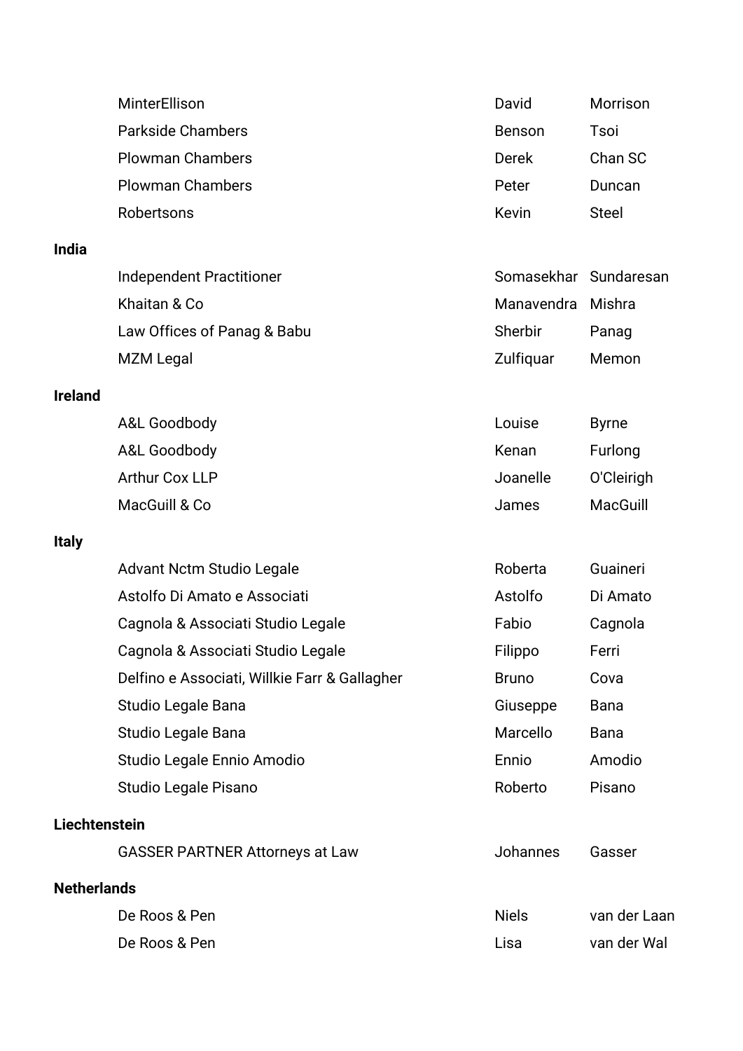| | | |
|---|---|---|
| MinterEllison | David | Morrison |
| Parkside Chambers | Benson | Tsoi |
| Plowman Chambers | Derek | Chan SC |
| Plowman Chambers | Peter | Duncan |
| Robertsons | Kevin | Steel |

**India**

| | | |
|---|---|---|
| Independent Practitioner | Somasekhar | Sundaresan |
| Khaitan & Co | Manavendra | Mishra |
| Law Offices of Panag & Babu | Sherbir | Panag |
| MZM Legal | Zulfiquar | Memon |

**Ireland**

| | | |
|---|---|---|
| A&L Goodbody | Louise | Byrne |
| A&L Goodbody | Kenan | Furlong |
| Arthur Cox LLP | Joanelle | O'Cleirigh |
| MacGuill & Co | James | MacGuill |

**Italy**

| | | |
|---|---|---|
| Advant Nctm Studio Legale | Roberta | Guaineri |
| Astolfo Di Amato e Associati | Astolfo | Di Amato |
| Cagnola & Associati Studio Legale | Fabio | Cagnola |
| Cagnola & Associati Studio Legale | Filippo | Ferri |
| Delfino e Associati, Willkie Farr & Gallagher | Bruno | Cova |
| Studio Legale Bana | Giuseppe | Bana |
| Studio Legale Bana | Marcello | Bana |
| Studio Legale Ennio Amodio | Ennio | Amodio |
| Studio Legale Pisano | Roberto | Pisano |

**Liechtenstein**

| | | |
|---|---|---|
| GASSER PARTNER Attorneys at Law | Johannes | Gasser |

**Netherlands**

| | | |
|---|---|---|
| De Roos & Pen | Niels | van der Laan |
| De Roos & Pen | Lisa | van der Wal |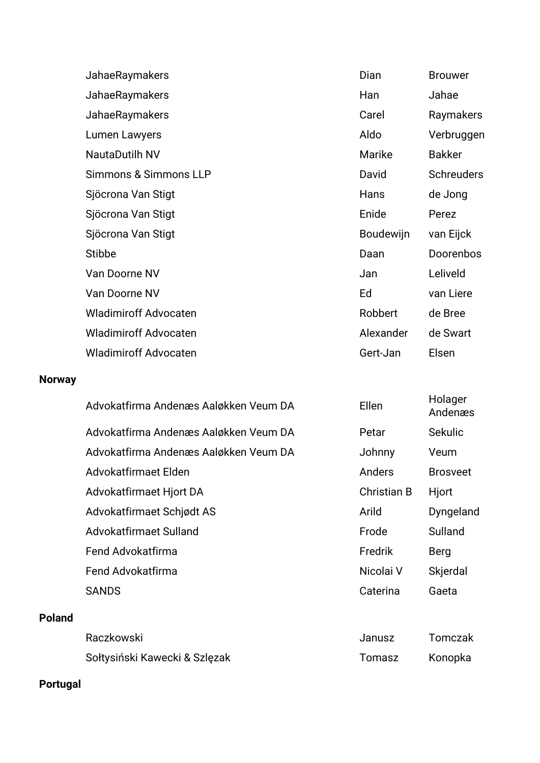| | | |
|---|---|---|
| JahaeRaymakers | Dian | Brouwer |
| JahaeRaymakers | Han | Jahae |
| JahaeRaymakers | Carel | Raymakers |
| Lumen Lawyers | Aldo | Verbruggen |
| NautaDutilh NV | Marike | Bakker |
| Simmons & Simmons LLP | David | Schreuders |
| Sjöcrona Van Stigt | Hans | de Jong |
| Sjöcrona Van Stigt | Enide | Perez |
| Sjöcrona Van Stigt | Boudewijn | van Eijck |
| Stibbe | Daan | Doorenbos |
| Van Doorne NV | Jan | Leliveld |
| Van Doorne NV | Ed | van Liere |
| Wladimiroff Advocaten | Robbert | de Bree |
| Wladimiroff Advocaten | Alexander | de Swart |
| Wladimiroff Advocaten | Gert-Jan | Elsen |

**Norway**

| | | |
|---|---|---|
| Advokatfirma Andenæs Aaløkken Veum DA | Ellen | Holager Andenæs |
| Advokatfirma Andenæs Aaløkken Veum DA | Petar | Sekulic |
| Advokatfirma Andenæs Aaløkken Veum DA | Johnny | Veum |
| Advokatfirmaet Elden | Anders | Brosveet |
| Advokatfirmaet Hjort DA | Christian B | Hjort |
| Advokatfirmaet Schjødt AS | Arild | Dyngeland |
| Advokatfirmaet Sulland | Frode | Sulland |
| Fend Advokatfirma | Fredrik | Berg |
| Fend Advokatfirma | Nicolai V | Skjerdal |
| SANDS | Caterina | Gaeta |

**Poland**

| | | |
|---|---|---|
| Raczkowski | Janusz | Tomczak |
| Sołtysiński Kawecki & Szlęzak | Tomasz | Konopka |

**Portugal**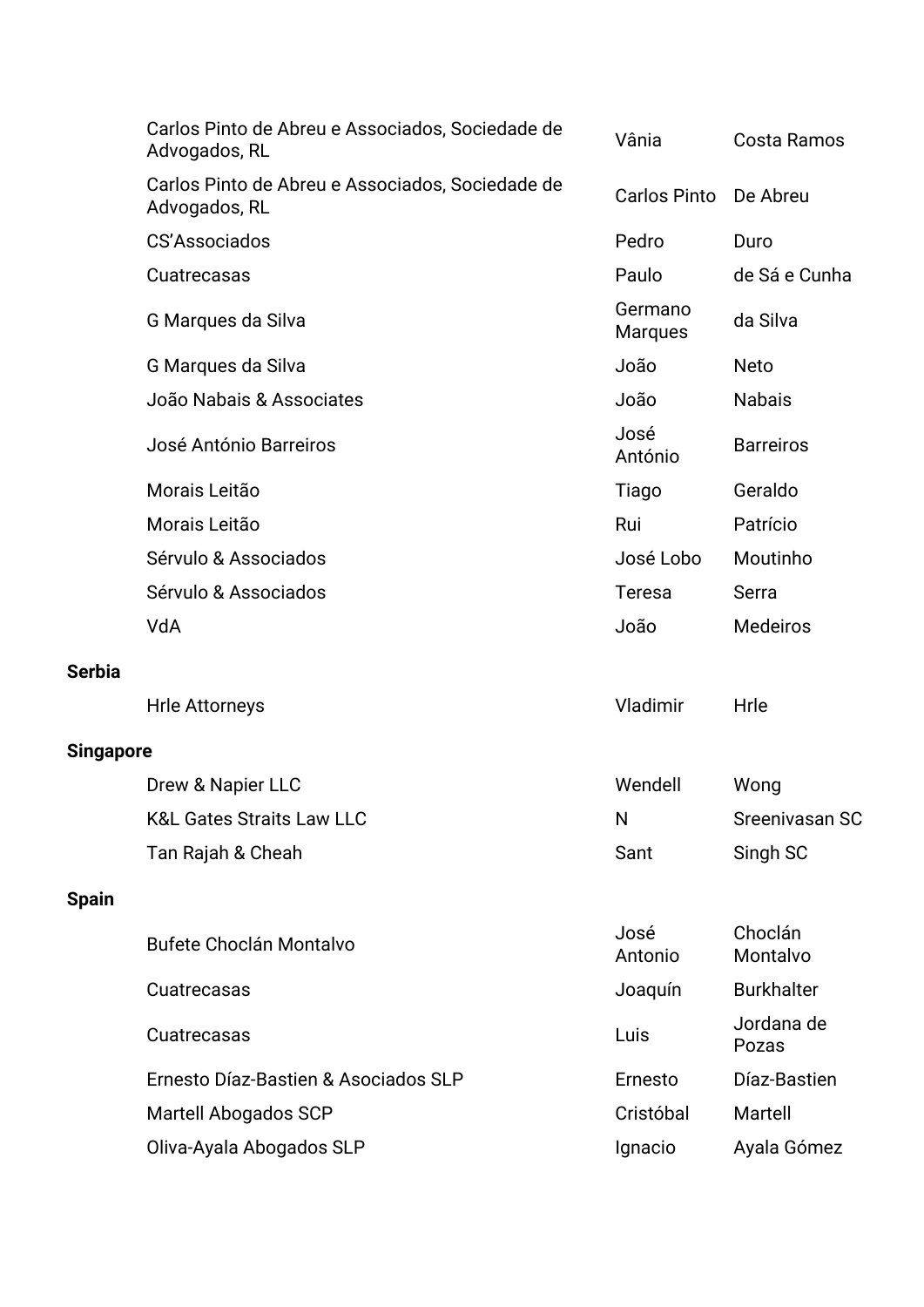| | Firm | First name | Last name |
|---|---|---|---|
| | Carlos Pinto de Abreu e Associados, Sociedade de Advogados, RL | Vânia | Costa Ramos |
| | Carlos Pinto de Abreu e Associados, Sociedade de Advogados, RL | Carlos Pinto | De Abreu |
| | CS'Associados | Pedro | Duro |
| | Cuatrecasas | Paulo | de Sá e Cunha |
| | G Marques da Silva | Germano Marques | da Silva |
| | G Marques da Silva | João | Neto |
| | João Nabais & Associates | João | Nabais |
| | José António Barreiros | José António | Barreiros |
| | Morais Leitão | Tiago | Geraldo |
| | Morais Leitão | Rui | Patrício |
| | Sérvulo & Associados | José Lobo | Moutinho |
| | Sérvulo & Associados | Teresa | Serra |
| | VdA | João | Medeiros |
| **Serbia** | | | |
| | Hrle Attorneys | Vladimir | Hrle |
| **Singapore** | | | |
| | Drew & Napier LLC | Wendell | Wong |
| | K&L Gates Straits Law LLC | N | Sreenivasan SC |
| | Tan Rajah & Cheah | Sant | Singh SC |
| **Spain** | | | |
| | Bufete Choclán Montalvo | José Antonio | Choclán Montalvo |
| | Cuatrecasas | Joaquín | Burkhalter |
| | Cuatrecasas | Luis | Jordana de Pozas |
| | Ernesto Díaz-Bastien & Asociados SLP | Ernesto | Díaz-Bastien |
| | Martell Abogados SCP | Cristóbal | Martell |
| | Oliva-Ayala Abogados SLP | Ignacio | Ayala Gómez |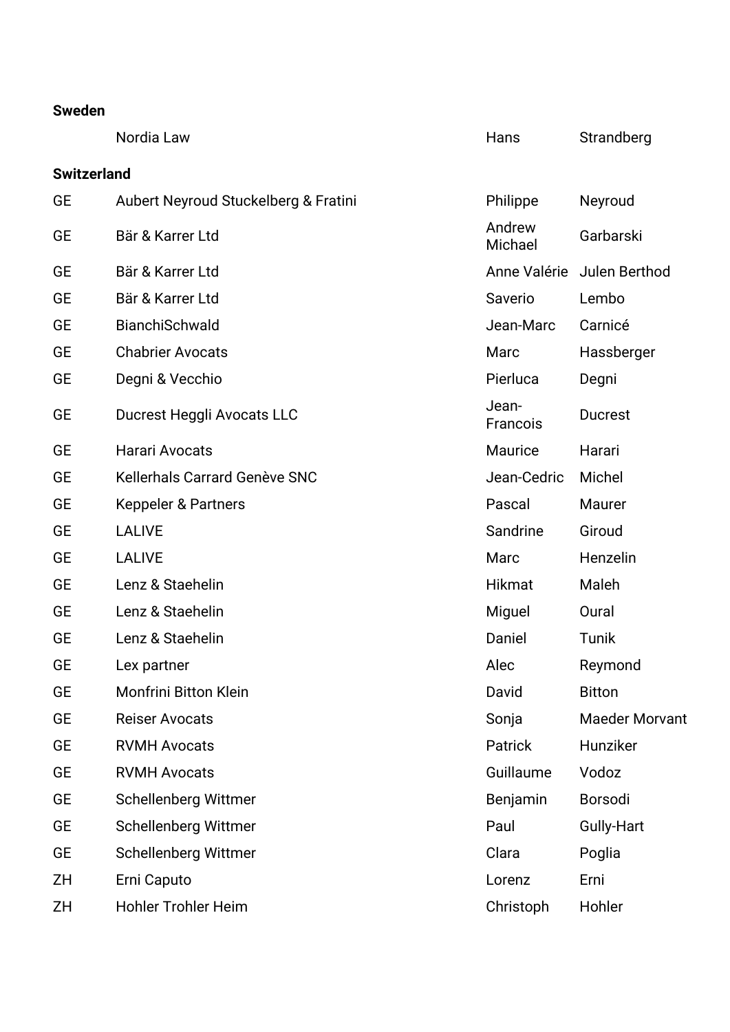**Sweden**

| | | | |
|---|---|---|---|
| | Nordia Law | Hans | Strandberg |

**Switzerland**

| | | | |
|---|---|---|---|
| GE | Aubert Neyroud Stuckelberg & Fratini | Philippe | Neyroud |
| GE | Bär & Karrer Ltd | Andrew Michael | Garbarski |
| GE | Bär & Karrer Ltd | Anne Valérie | Julen Berthod |
| GE | Bär & Karrer Ltd | Saverio | Lembo |
| GE | BianchiSchwald | Jean-Marc | Carnicé |
| GE | Chabrier Avocats | Marc | Hassberger |
| GE | Degni & Vecchio | Pierluca | Degni |
| GE | Ducrest Heggli Avocats LLC | Jean-Francois | Ducrest |
| GE | Harari Avocats | Maurice | Harari |
| GE | Kellerhals Carrard Genève SNC | Jean-Cedric | Michel |
| GE | Keppeler & Partners | Pascal | Maurer |
| GE | LALIVE | Sandrine | Giroud |
| GE | LALIVE | Marc | Henzelin |
| GE | Lenz & Staehelin | Hikmat | Maleh |
| GE | Lenz & Staehelin | Miguel | Oural |
| GE | Lenz & Staehelin | Daniel | Tunik |
| GE | Lex partner | Alec | Reymond |
| GE | Monfrini Bitton Klein | David | Bitton |
| GE | Reiser Avocats | Sonja | Maeder Morvant |
| GE | RVMH Avocats | Patrick | Hunziker |
| GE | RVMH Avocats | Guillaume | Vodoz |
| GE | Schellenberg Wittmer | Benjamin | Borsodi |
| GE | Schellenberg Wittmer | Paul | Gully-Hart |
| GE | Schellenberg Wittmer | Clara | Poglia |
| ZH | Erni Caputo | Lorenz | Erni |
| ZH | Hohler Trohler Heim | Christoph | Hohler |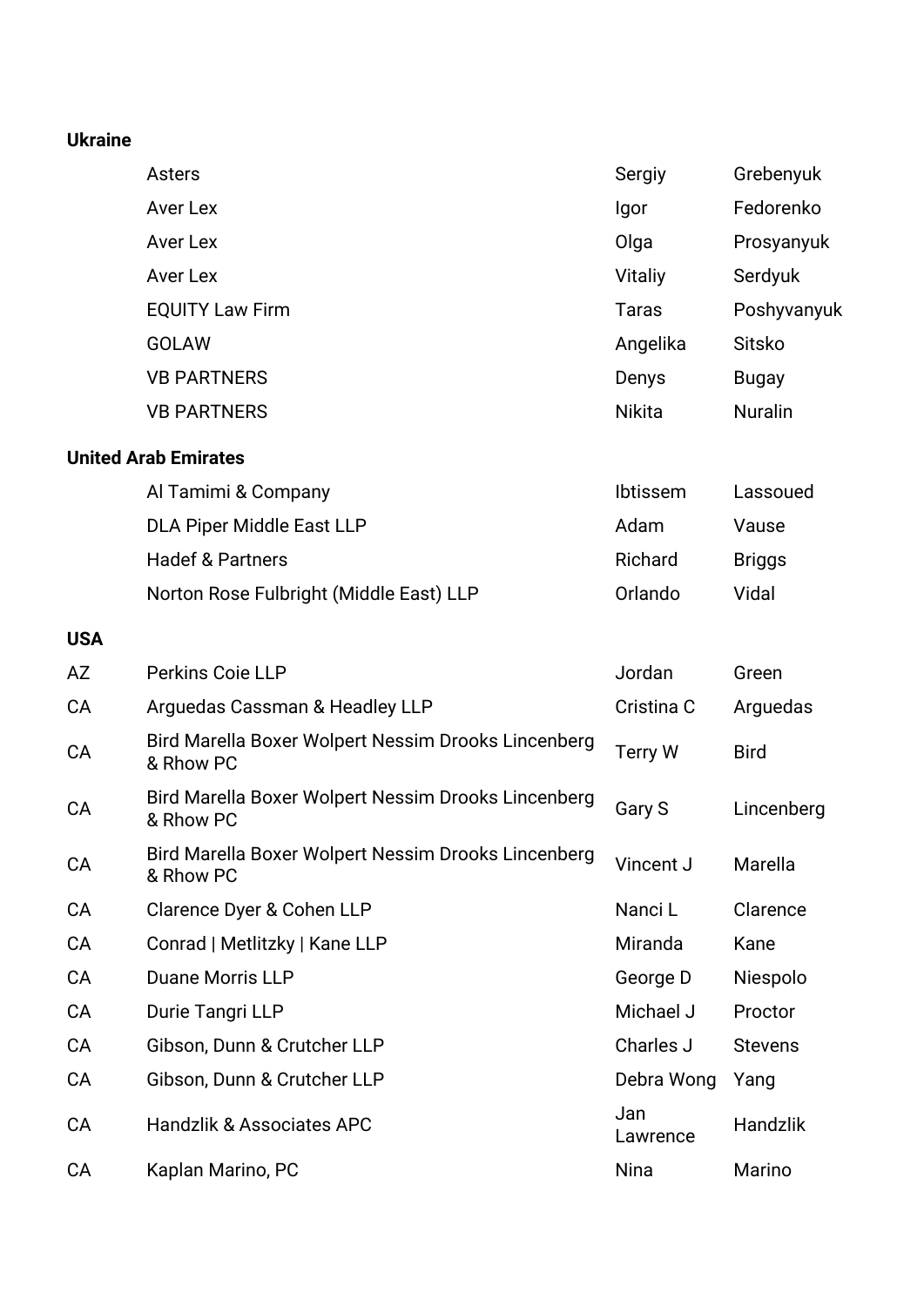**Ukraine**

| | | | |
|---|---|---|---|
| | Asters | Sergiy | Grebenyuk |
| | Aver Lex | Igor | Fedorenko |
| | Aver Lex | Olga | Prosyanyuk |
| | Aver Lex | Vitaliy | Serdyuk |
| | EQUITY Law Firm | Taras | Poshyvanyuk |
| | GOLAW | Angelika | Sitsko |
| | VB PARTNERS | Denys | Bugay |
| | VB PARTNERS | Nikita | Nuralin |

**United Arab Emirates**

| | | | |
|---|---|---|---|
| | Al Tamimi & Company | Ibtissem | Lassoued |
| | DLA Piper Middle East LLP | Adam | Vause |
| | Hadef & Partners | Richard | Briggs |
| | Norton Rose Fulbright (Middle East) LLP | Orlando | Vidal |

**USA**

| | | | |
|---|---|---|---|
| AZ | Perkins Coie LLP | Jordan | Green |
| CA | Arguedas Cassman & Headley LLP | Cristina C | Arguedas |
| CA | Bird Marella Boxer Wolpert Nessim Drooks Lincenberg & Rhow PC | Terry W | Bird |
| CA | Bird Marella Boxer Wolpert Nessim Drooks Lincenberg & Rhow PC | Gary S | Lincenberg |
| CA | Bird Marella Boxer Wolpert Nessim Drooks Lincenberg & Rhow PC | Vincent J | Marella |
| CA | Clarence Dyer & Cohen LLP | Nanci L | Clarence |
| CA | Conrad \| Metlitzky \| Kane LLP | Miranda | Kane |
| CA | Duane Morris LLP | George D | Niespolo |
| CA | Durie Tangri LLP | Michael J | Proctor |
| CA | Gibson, Dunn & Crutcher LLP | Charles J | Stevens |
| CA | Gibson, Dunn & Crutcher LLP | Debra Wong | Yang |
| CA | Handzlik & Associates APC | Jan Lawrence | Handzlik |
| CA | Kaplan Marino, PC | Nina | Marino |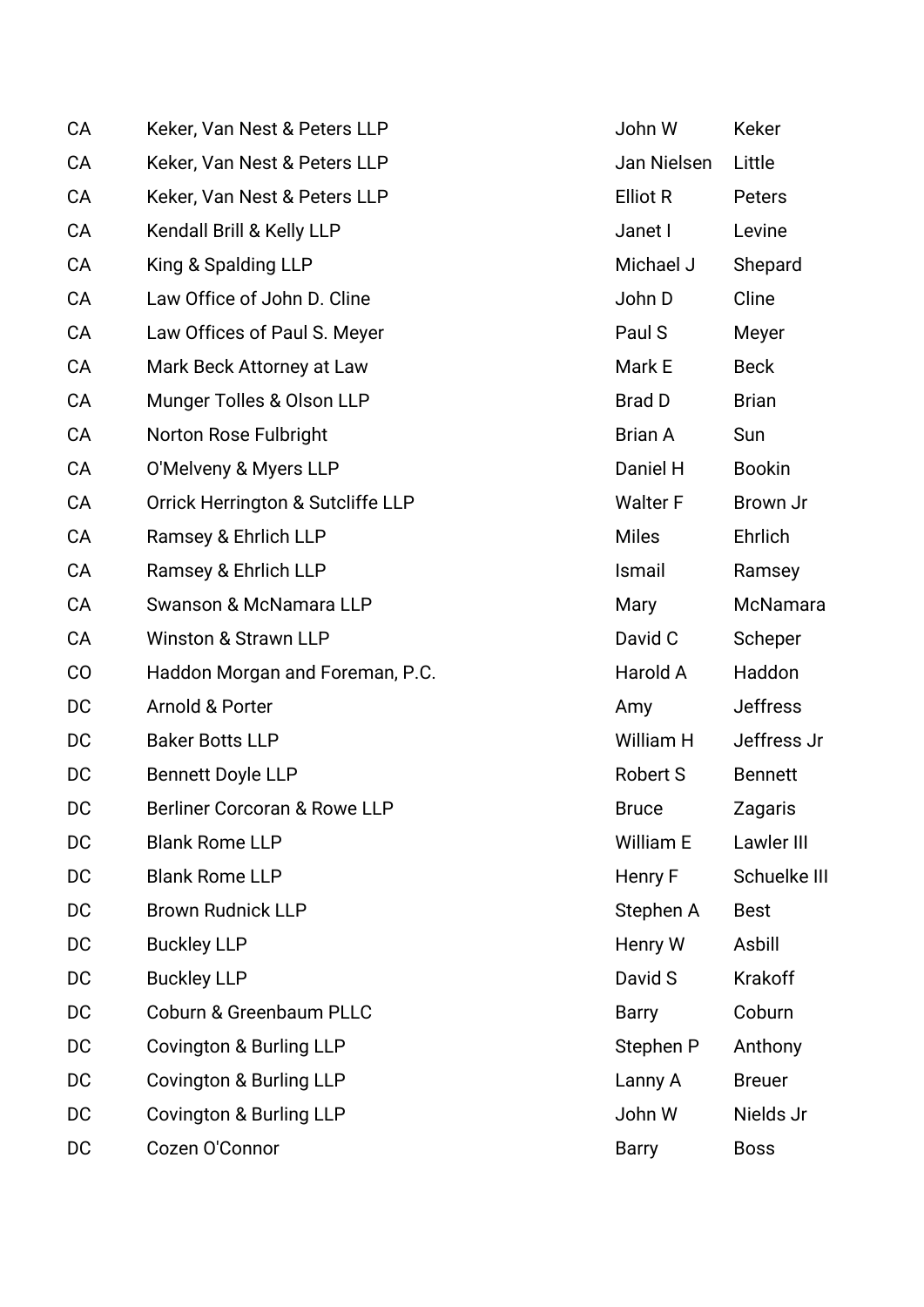| | | | |
|---|---|---|---|
| CA | Keker, Van Nest & Peters LLP | John W | Keker |
| CA | Keker, Van Nest & Peters LLP | Jan Nielsen | Little |
| CA | Keker, Van Nest & Peters LLP | Elliot R | Peters |
| CA | Kendall Brill & Kelly LLP | Janet I | Levine |
| CA | King & Spalding LLP | Michael J | Shepard |
| CA | Law Office of John D. Cline | John D | Cline |
| CA | Law Offices of Paul S. Meyer | Paul S | Meyer |
| CA | Mark Beck Attorney at Law | Mark E | Beck |
| CA | Munger Tolles & Olson LLP | Brad D | Brian |
| CA | Norton Rose Fulbright | Brian A | Sun |
| CA | O'Melveny & Myers LLP | Daniel H | Bookin |
| CA | Orrick Herrington & Sutcliffe LLP | Walter F | Brown Jr |
| CA | Ramsey & Ehrlich LLP | Miles | Ehrlich |
| CA | Ramsey & Ehrlich LLP | Ismail | Ramsey |
| CA | Swanson & McNamara LLP | Mary | McNamara |
| CA | Winston & Strawn LLP | David C | Scheper |
| CO | Haddon Morgan and Foreman, P.C. | Harold A | Haddon |
| DC | Arnold & Porter | Amy | Jeffress |
| DC | Baker Botts LLP | William H | Jeffress Jr |
| DC | Bennett Doyle LLP | Robert S | Bennett |
| DC | Berliner Corcoran & Rowe LLP | Bruce | Zagaris |
| DC | Blank Rome LLP | William E | Lawler III |
| DC | Blank Rome LLP | Henry F | Schuelke III |
| DC | Brown Rudnick LLP | Stephen A | Best |
| DC | Buckley LLP | Henry W | Asbill |
| DC | Buckley LLP | David S | Krakoff |
| DC | Coburn & Greenbaum PLLC | Barry | Coburn |
| DC | Covington & Burling LLP | Stephen P | Anthony |
| DC | Covington & Burling LLP | Lanny A | Breuer |
| DC | Covington & Burling LLP | John W | Nields Jr |
| DC | Cozen O'Connor | Barry | Boss |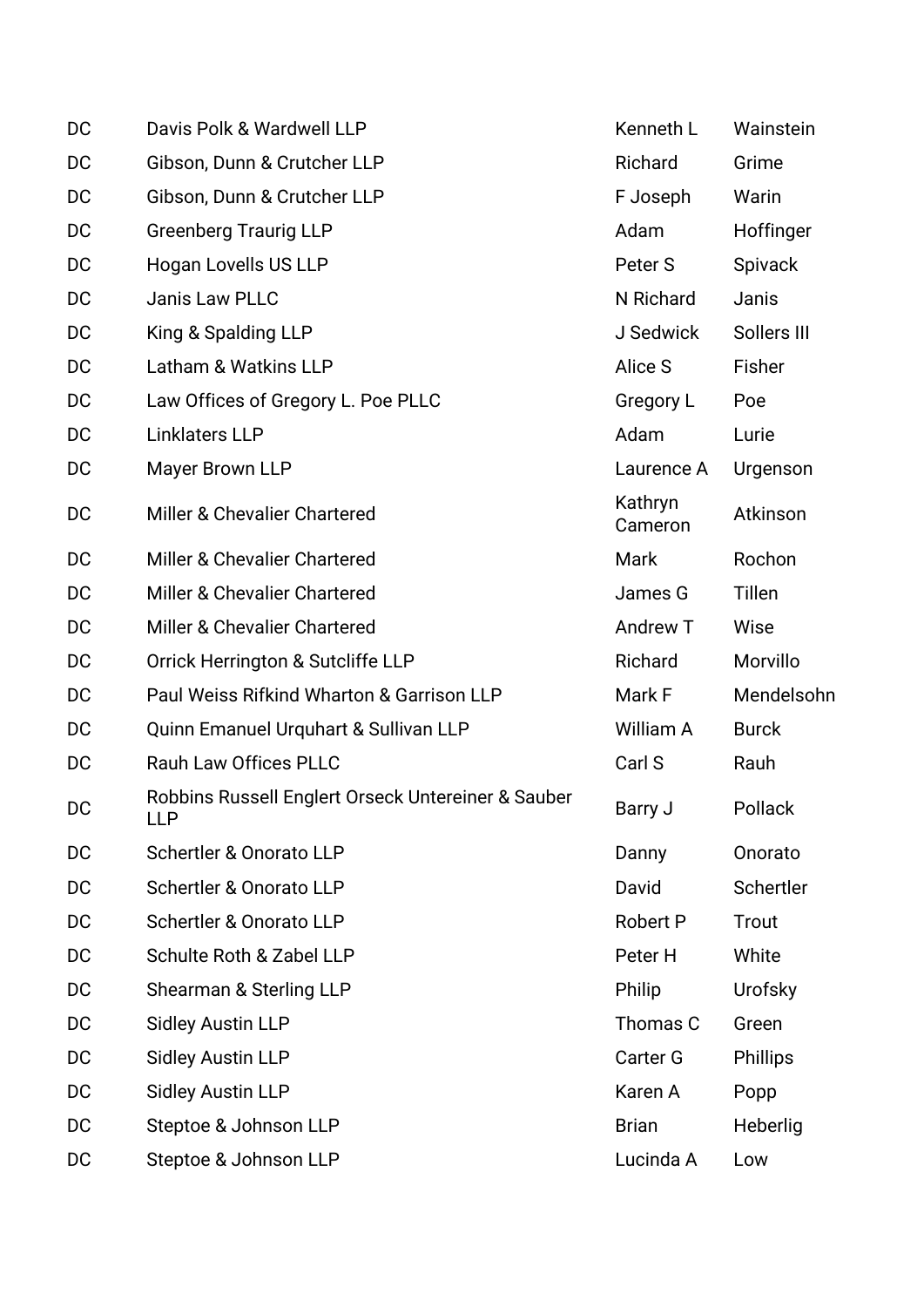| DC | Davis Polk & Wardwell LLP | Kenneth L | Wainstein |
|---|---|---|---|
| DC | Gibson, Dunn & Crutcher LLP | Richard | Grime |
| DC | Gibson, Dunn & Crutcher LLP | F Joseph | Warin |
| DC | Greenberg Traurig LLP | Adam | Hoffinger |
| DC | Hogan Lovells US LLP | Peter S | Spivack |
| DC | Janis Law PLLC | N Richard | Janis |
| DC | King & Spalding LLP | J Sedwick | Sollers III |
| DC | Latham & Watkins LLP | Alice S | Fisher |
| DC | Law Offices of Gregory L. Poe PLLC | Gregory L | Poe |
| DC | Linklaters LLP | Adam | Lurie |
| DC | Mayer Brown LLP | Laurence A | Urgenson |
| DC | Miller & Chevalier Chartered | Kathryn Cameron | Atkinson |
| DC | Miller & Chevalier Chartered | Mark | Rochon |
| DC | Miller & Chevalier Chartered | James G | Tillen |
| DC | Miller & Chevalier Chartered | Andrew T | Wise |
| DC | Orrick Herrington & Sutcliffe LLP | Richard | Morvillo |
| DC | Paul Weiss Rifkind Wharton & Garrison LLP | Mark F | Mendelsohn |
| DC | Quinn Emanuel Urquhart & Sullivan LLP | William A | Burck |
| DC | Rauh Law Offices PLLC | Carl S | Rauh |
| DC | Robbins Russell Englert Orseck Untereiner & Sauber LLP | Barry J | Pollack |
| DC | Schertler & Onorato LLP | Danny | Onorato |
| DC | Schertler & Onorato LLP | David | Schertler |
| DC | Schertler & Onorato LLP | Robert P | Trout |
| DC | Schulte Roth & Zabel LLP | Peter H | White |
| DC | Shearman & Sterling LLP | Philip | Urofsky |
| DC | Sidley Austin LLP | Thomas C | Green |
| DC | Sidley Austin LLP | Carter G | Phillips |
| DC | Sidley Austin LLP | Karen A | Popp |
| DC | Steptoe & Johnson LLP | Brian | Heberlig |
| DC | Steptoe & Johnson LLP | Lucinda A | Low |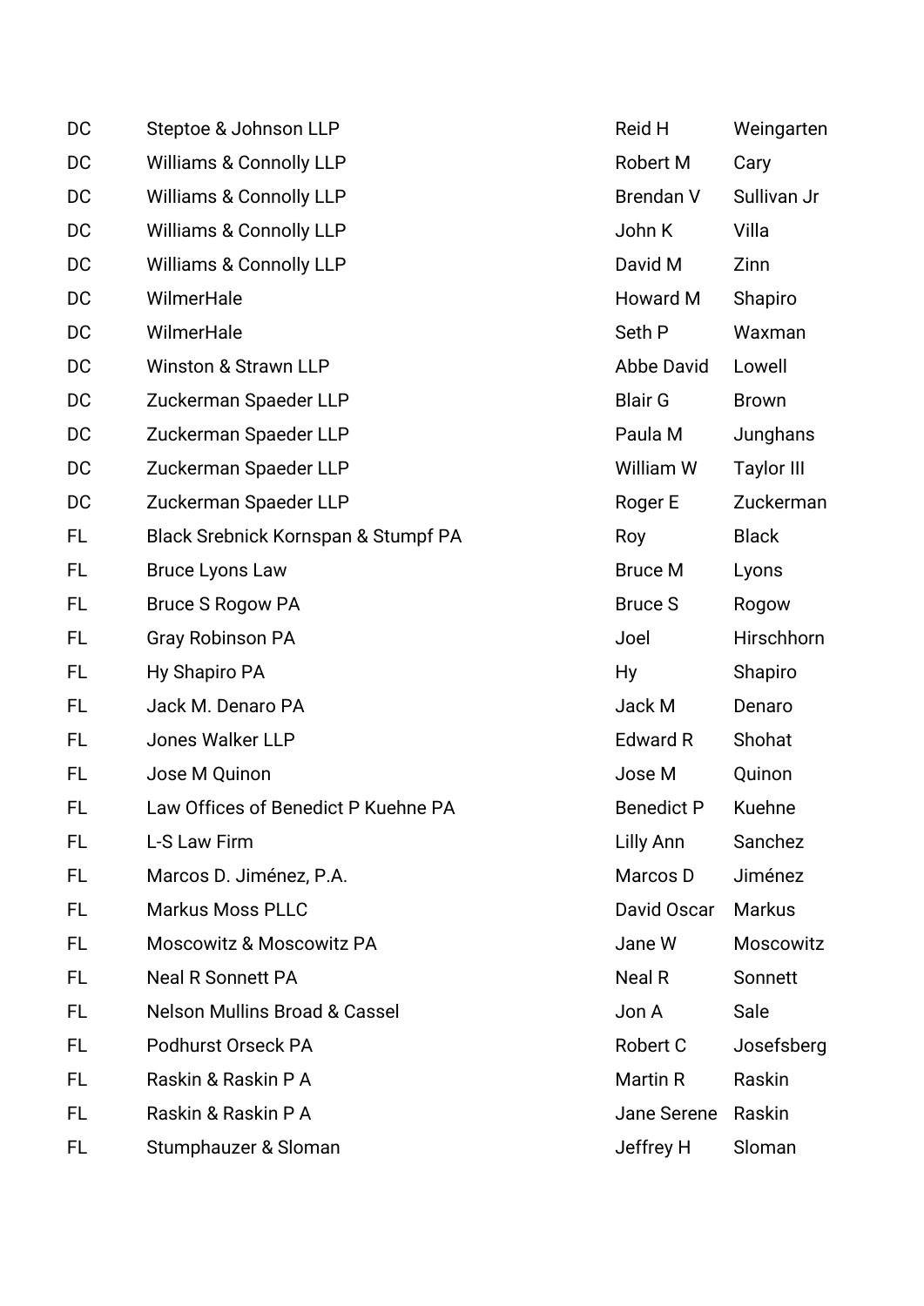| | | | |
|---|---|---|---|
| DC | Steptoe & Johnson LLP | Reid H | Weingarten |
| DC | Williams & Connolly LLP | Robert M | Cary |
| DC | Williams & Connolly LLP | Brendan V | Sullivan Jr |
| DC | Williams & Connolly LLP | John K | Villa |
| DC | Williams & Connolly LLP | David M | Zinn |
| DC | WilmerHale | Howard M | Shapiro |
| DC | WilmerHale | Seth P | Waxman |
| DC | Winston & Strawn LLP | Abbe David | Lowell |
| DC | Zuckerman Spaeder LLP | Blair G | Brown |
| DC | Zuckerman Spaeder LLP | Paula M | Junghans |
| DC | Zuckerman Spaeder LLP | William W | Taylor III |
| DC | Zuckerman Spaeder LLP | Roger E | Zuckerman |
| FL | Black Srebnick Kornspan & Stumpf PA | Roy | Black |
| FL | Bruce Lyons Law | Bruce M | Lyons |
| FL | Bruce S Rogow PA | Bruce S | Rogow |
| FL | Gray Robinson PA | Joel | Hirschhorn |
| FL | Hy Shapiro PA | Hy | Shapiro |
| FL | Jack M. Denaro PA | Jack M | Denaro |
| FL | Jones Walker LLP | Edward R | Shohat |
| FL | Jose M Quinon | Jose M | Quinon |
| FL | Law Offices of Benedict P Kuehne PA | Benedict P | Kuehne |
| FL | L-S Law Firm | Lilly Ann | Sanchez |
| FL | Marcos D. Jiménez, P.A. | Marcos D | Jiménez |
| FL | Markus Moss PLLC | David Oscar | Markus |
| FL | Moscowitz & Moscowitz PA | Jane W | Moscowitz |
| FL | Neal R Sonnett PA | Neal R | Sonnett |
| FL | Nelson Mullins Broad & Cassel | Jon A | Sale |
| FL | Podhurst Orseck PA | Robert C | Josefsberg |
| FL | Raskin & Raskin P A | Martin R | Raskin |
| FL | Raskin & Raskin P A | Jane Serene | Raskin |
| FL | Stumphauzer & Sloman | Jeffrey H | Sloman |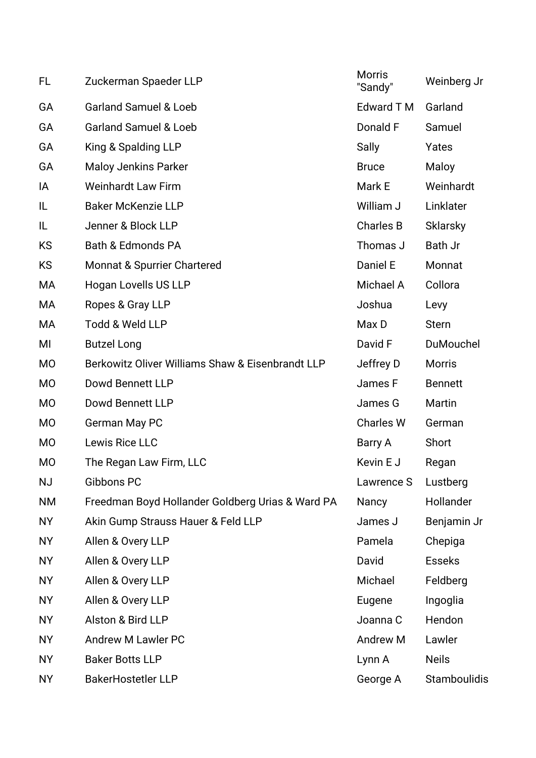| | | | |
|---|---|---|---|
| FL | Zuckerman Spaeder LLP | Morris "Sandy" | Weinberg Jr |
| GA | Garland Samuel & Loeb | Edward T M | Garland |
| GA | Garland Samuel & Loeb | Donald F | Samuel |
| GA | King & Spalding LLP | Sally | Yates |
| GA | Maloy Jenkins Parker | Bruce | Maloy |
| IA | Weinhardt Law Firm | Mark E | Weinhardt |
| IL | Baker McKenzie LLP | William J | Linklater |
| IL | Jenner & Block LLP | Charles B | Sklarsky |
| KS | Bath & Edmonds PA | Thomas J | Bath Jr |
| KS | Monnat & Spurrier Chartered | Daniel E | Monnat |
| MA | Hogan Lovells US LLP | Michael A | Collora |
| MA | Ropes & Gray LLP | Joshua | Levy |
| MA | Todd & Weld LLP | Max D | Stern |
| MI | Butzel Long | David F | DuMouchel |
| MO | Berkowitz Oliver Williams Shaw & Eisenbrandt LLP | Jeffrey D | Morris |
| MO | Dowd Bennett LLP | James F | Bennett |
| MO | Dowd Bennett LLP | James G | Martin |
| MO | German May PC | Charles W | German |
| MO | Lewis Rice LLC | Barry A | Short |
| MO | The Regan Law Firm, LLC | Kevin E J | Regan |
| NJ | Gibbons PC | Lawrence S | Lustberg |
| NM | Freedman Boyd Hollander Goldberg Urias & Ward PA | Nancy | Hollander |
| NY | Akin Gump Strauss Hauer & Feld LLP | James J | Benjamin Jr |
| NY | Allen & Overy LLP | Pamela | Chepiga |
| NY | Allen & Overy LLP | David | Esseks |
| NY | Allen & Overy LLP | Michael | Feldberg |
| NY | Allen & Overy LLP | Eugene | Ingoglia |
| NY | Alston & Bird LLP | Joanna C | Hendon |
| NY | Andrew M Lawler PC | Andrew M | Lawler |
| NY | Baker Botts LLP | Lynn A | Neils |
| NY | BakerHostetler LLP | George A | Stamboulidis |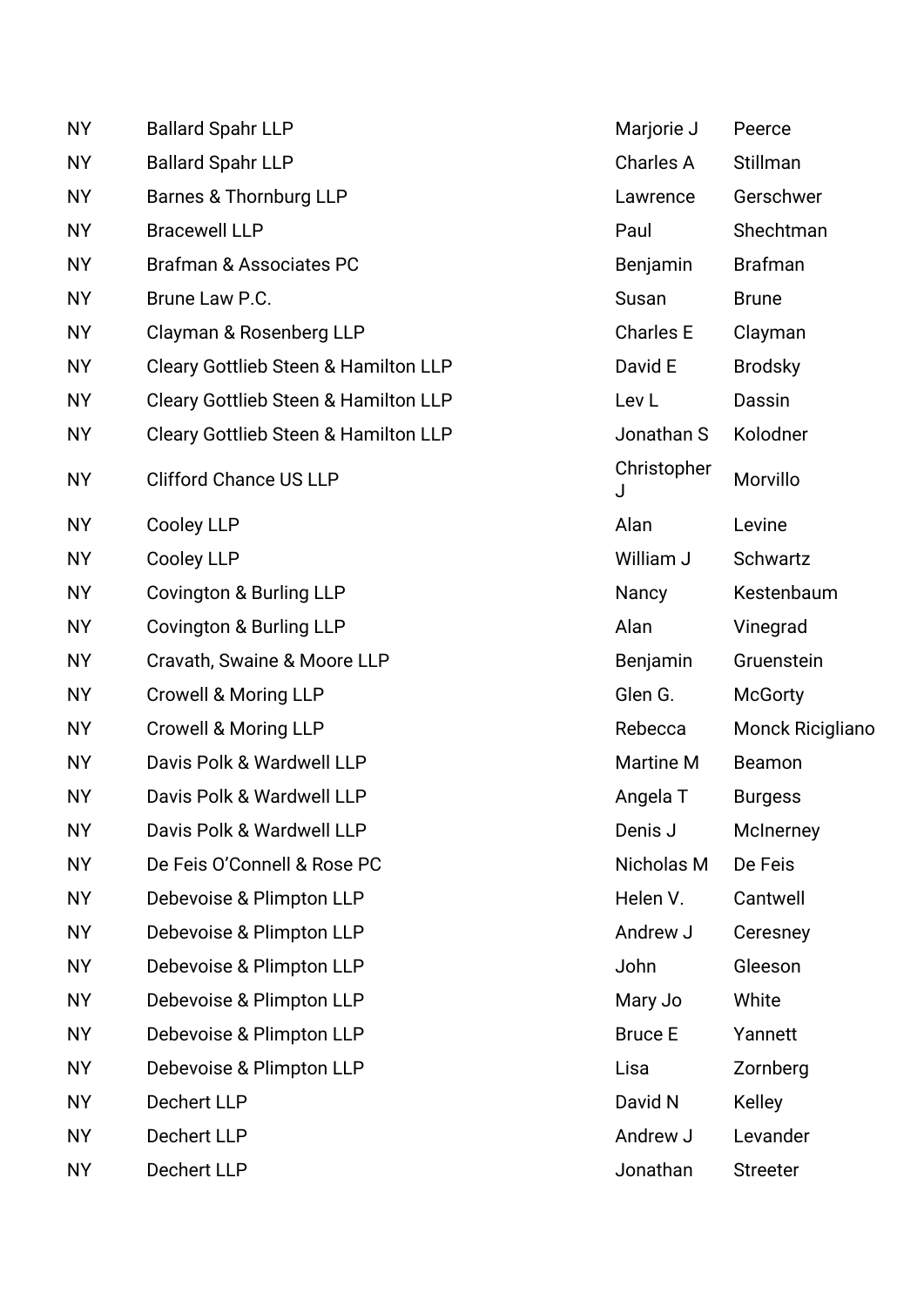| | | | |
|---|---|---|---|
| NY | Ballard Spahr LLP | Marjorie J | Peerce |
| NY | Ballard Spahr LLP | Charles A | Stillman |
| NY | Barnes & Thornburg LLP | Lawrence | Gerschwer |
| NY | Bracewell LLP | Paul | Shechtman |
| NY | Brafman & Associates PC | Benjamin | Brafman |
| NY | Brune Law P.C. | Susan | Brune |
| NY | Clayman & Rosenberg LLP | Charles E | Clayman |
| NY | Cleary Gottlieb Steen & Hamilton LLP | David E | Brodsky |
| NY | Cleary Gottlieb Steen & Hamilton LLP | Lev L | Dassin |
| NY | Cleary Gottlieb Steen & Hamilton LLP | Jonathan S | Kolodner |
| NY | Clifford Chance US LLP | Christopher J | Morvillo |
| NY | Cooley LLP | Alan | Levine |
| NY | Cooley LLP | William J | Schwartz |
| NY | Covington & Burling LLP | Nancy | Kestenbaum |
| NY | Covington & Burling LLP | Alan | Vinegrad |
| NY | Cravath, Swaine & Moore LLP | Benjamin | Gruenstein |
| NY | Crowell & Moring LLP | Glen G. | McGorty |
| NY | Crowell & Moring LLP | Rebecca | Monck Ricigliano |
| NY | Davis Polk & Wardwell LLP | Martine M | Beamon |
| NY | Davis Polk & Wardwell LLP | Angela T | Burgess |
| NY | Davis Polk & Wardwell LLP | Denis J | McInerney |
| NY | De Feis O'Connell & Rose PC | Nicholas M | De Feis |
| NY | Debevoise & Plimpton LLP | Helen V. | Cantwell |
| NY | Debevoise & Plimpton LLP | Andrew J | Ceresney |
| NY | Debevoise & Plimpton LLP | John | Gleeson |
| NY | Debevoise & Plimpton LLP | Mary Jo | White |
| NY | Debevoise & Plimpton LLP | Bruce E | Yannett |
| NY | Debevoise & Plimpton LLP | Lisa | Zornberg |
| NY | Dechert LLP | David N | Kelley |
| NY | Dechert LLP | Andrew J | Levander |
| NY | Dechert LLP | Jonathan | Streeter |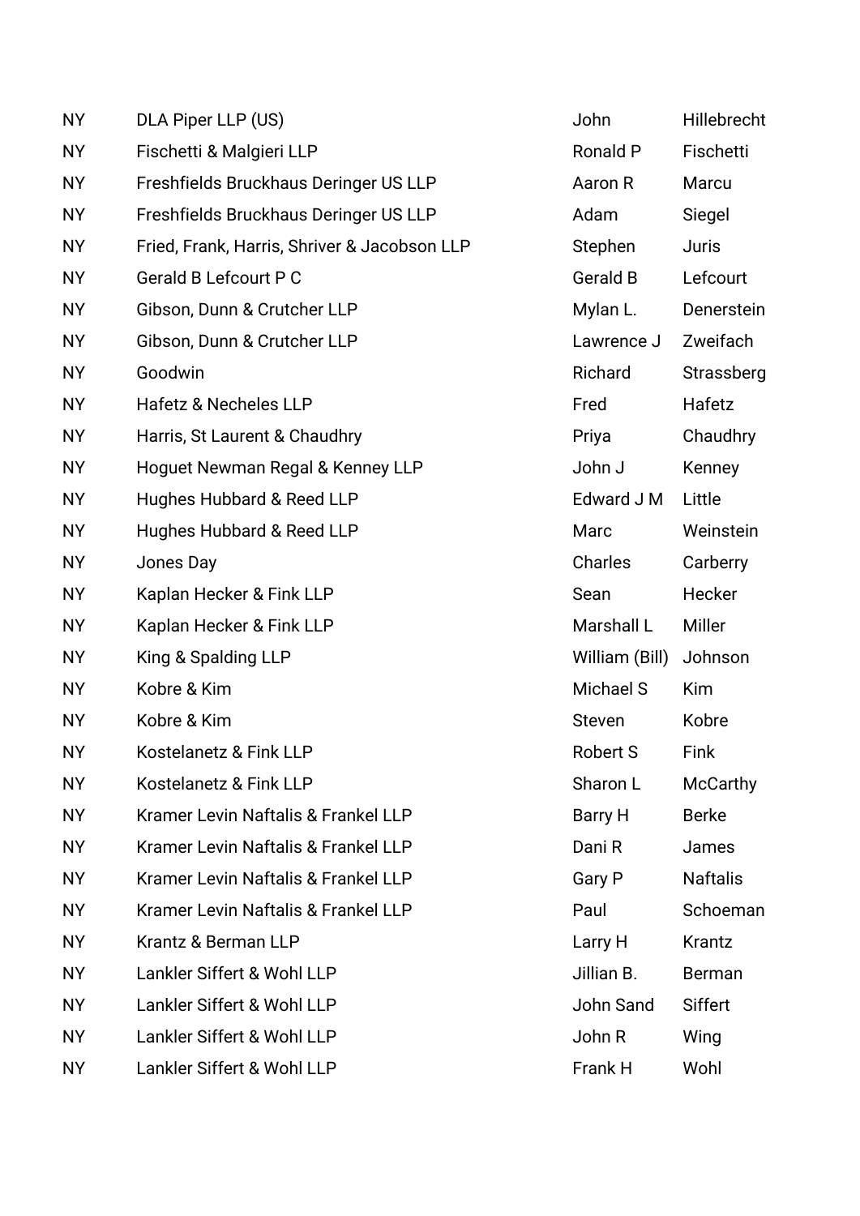| | | | |
|---|---|---|---|
| NY | DLA Piper LLP (US) | John | Hillebrecht |
| NY | Fischetti & Malgieri LLP | Ronald P | Fischetti |
| NY | Freshfields Bruckhaus Deringer US LLP | Aaron R | Marcu |
| NY | Freshfields Bruckhaus Deringer US LLP | Adam | Siegel |
| NY | Fried, Frank, Harris, Shriver & Jacobson LLP | Stephen | Juris |
| NY | Gerald B Lefcourt P C | Gerald B | Lefcourt |
| NY | Gibson, Dunn & Crutcher LLP | Mylan L. | Denerstein |
| NY | Gibson, Dunn & Crutcher LLP | Lawrence J | Zweifach |
| NY | Goodwin | Richard | Strassberg |
| NY | Hafetz & Necheles LLP | Fred | Hafetz |
| NY | Harris, St Laurent & Chaudhry | Priya | Chaudhry |
| NY | Hoguet Newman Regal & Kenney LLP | John J | Kenney |
| NY | Hughes Hubbard & Reed LLP | Edward J M | Little |
| NY | Hughes Hubbard & Reed LLP | Marc | Weinstein |
| NY | Jones Day | Charles | Carberry |
| NY | Kaplan Hecker & Fink LLP | Sean | Hecker |
| NY | Kaplan Hecker & Fink LLP | Marshall L | Miller |
| NY | King & Spalding LLP | William (Bill) | Johnson |
| NY | Kobre & Kim | Michael S | Kim |
| NY | Kobre & Kim | Steven | Kobre |
| NY | Kostelanetz & Fink LLP | Robert S | Fink |
| NY | Kostelanetz & Fink LLP | Sharon L | McCarthy |
| NY | Kramer Levin Naftalis & Frankel LLP | Barry H | Berke |
| NY | Kramer Levin Naftalis & Frankel LLP | Dani R | James |
| NY | Kramer Levin Naftalis & Frankel LLP | Gary P | Naftalis |
| NY | Kramer Levin Naftalis & Frankel LLP | Paul | Schoeman |
| NY | Krantz & Berman LLP | Larry H | Krantz |
| NY | Lankler Siffert & Wohl LLP | Jillian B. | Berman |
| NY | Lankler Siffert & Wohl LLP | John Sand | Siffert |
| NY | Lankler Siffert & Wohl LLP | John R | Wing |
| NY | Lankler Siffert & Wohl LLP | Frank H | Wohl |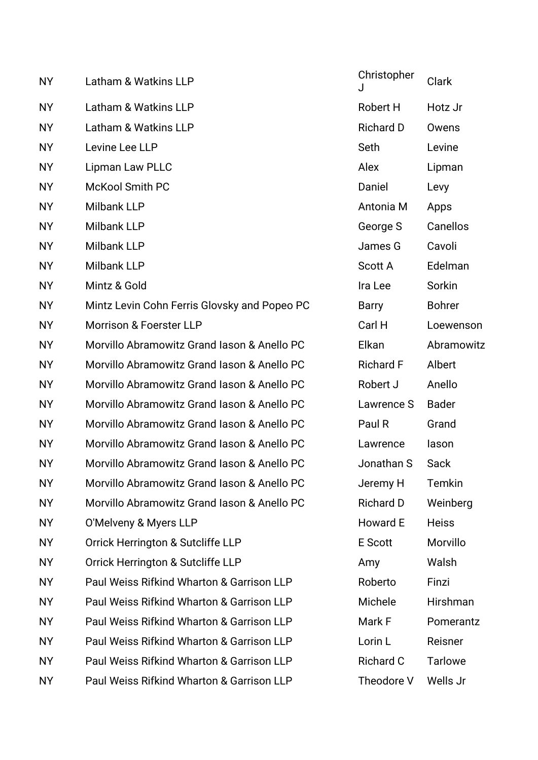| | | | |
|---|---|---|---|
| NY | Latham & Watkins LLP | Christopher J | Clark |
| NY | Latham & Watkins LLP | Robert H | Hotz Jr |
| NY | Latham & Watkins LLP | Richard D | Owens |
| NY | Levine Lee LLP | Seth | Levine |
| NY | Lipman Law PLLC | Alex | Lipman |
| NY | McKool Smith PC | Daniel | Levy |
| NY | Milbank LLP | Antonia M | Apps |
| NY | Milbank LLP | George S | Canellos |
| NY | Milbank LLP | James G | Cavoli |
| NY | Milbank LLP | Scott A | Edelman |
| NY | Mintz & Gold | Ira Lee | Sorkin |
| NY | Mintz Levin Cohn Ferris Glovsky and Popeo PC | Barry | Bohrer |
| NY | Morrison & Foerster LLP | Carl H | Loewenson |
| NY | Morvillo Abramowitz Grand Iason & Anello PC | Elkan | Abramowitz |
| NY | Morvillo Abramowitz Grand Iason & Anello PC | Richard F | Albert |
| NY | Morvillo Abramowitz Grand Iason & Anello PC | Robert J | Anello |
| NY | Morvillo Abramowitz Grand Iason & Anello PC | Lawrence S | Bader |
| NY | Morvillo Abramowitz Grand Iason & Anello PC | Paul R | Grand |
| NY | Morvillo Abramowitz Grand Iason & Anello PC | Lawrence | Iason |
| NY | Morvillo Abramowitz Grand Iason & Anello PC | Jonathan S | Sack |
| NY | Morvillo Abramowitz Grand Iason & Anello PC | Jeremy H | Temkin |
| NY | Morvillo Abramowitz Grand Iason & Anello PC | Richard D | Weinberg |
| NY | O'Melveny & Myers LLP | Howard E | Heiss |
| NY | Orrick Herrington & Sutcliffe LLP | E Scott | Morvillo |
| NY | Orrick Herrington & Sutcliffe LLP | Amy | Walsh |
| NY | Paul Weiss Rifkind Wharton & Garrison LLP | Roberto | Finzi |
| NY | Paul Weiss Rifkind Wharton & Garrison LLP | Michele | Hirshman |
| NY | Paul Weiss Rifkind Wharton & Garrison LLP | Mark F | Pomerantz |
| NY | Paul Weiss Rifkind Wharton & Garrison LLP | Lorin L | Reisner |
| NY | Paul Weiss Rifkind Wharton & Garrison LLP | Richard C | Tarlowe |
| NY | Paul Weiss Rifkind Wharton & Garrison LLP | Theodore V | Wells Jr |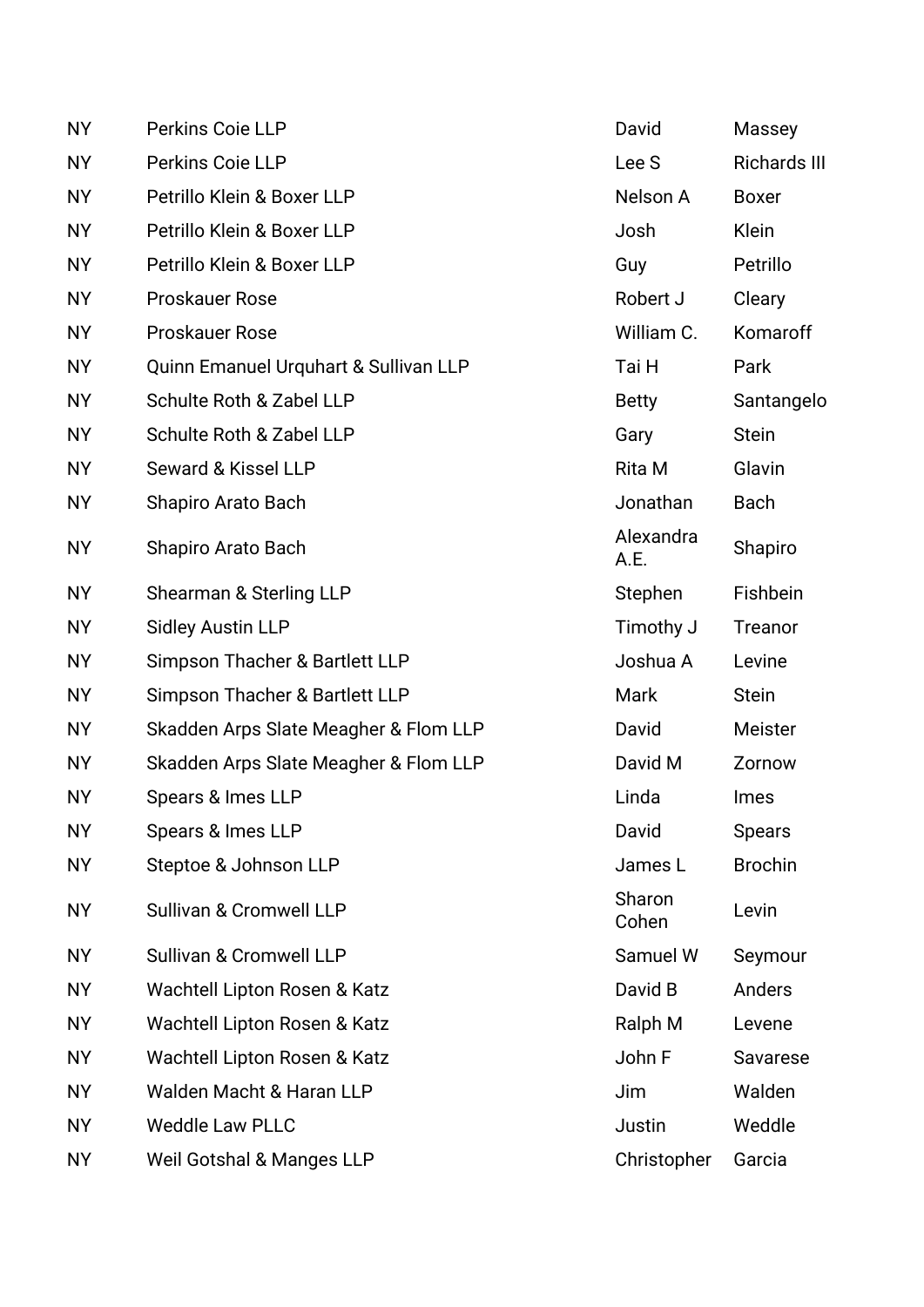| | | | |
|---|---|---|---|
| NY | Perkins Coie LLP | David | Massey |
| NY | Perkins Coie LLP | Lee S | Richards III |
| NY | Petrillo Klein & Boxer LLP | Nelson A | Boxer |
| NY | Petrillo Klein & Boxer LLP | Josh | Klein |
| NY | Petrillo Klein & Boxer LLP | Guy | Petrillo |
| NY | Proskauer Rose | Robert J | Cleary |
| NY | Proskauer Rose | William C. | Komaroff |
| NY | Quinn Emanuel Urquhart & Sullivan LLP | Tai H | Park |
| NY | Schulte Roth & Zabel LLP | Betty | Santangelo |
| NY | Schulte Roth & Zabel LLP | Gary | Stein |
| NY | Seward & Kissel LLP | Rita M | Glavin |
| NY | Shapiro Arato Bach | Jonathan | Bach |
| NY | Shapiro Arato Bach | Alexandra A.E. | Shapiro |
| NY | Shearman & Sterling LLP | Stephen | Fishbein |
| NY | Sidley Austin LLP | Timothy J | Treanor |
| NY | Simpson Thacher & Bartlett LLP | Joshua A | Levine |
| NY | Simpson Thacher & Bartlett LLP | Mark | Stein |
| NY | Skadden Arps Slate Meagher & Flom LLP | David | Meister |
| NY | Skadden Arps Slate Meagher & Flom LLP | David M | Zornow |
| NY | Spears & Imes LLP | Linda | Imes |
| NY | Spears & Imes LLP | David | Spears |
| NY | Steptoe & Johnson LLP | James L | Brochin |
| NY | Sullivan & Cromwell LLP | Sharon Cohen | Levin |
| NY | Sullivan & Cromwell LLP | Samuel W | Seymour |
| NY | Wachtell Lipton Rosen & Katz | David B | Anders |
| NY | Wachtell Lipton Rosen & Katz | Ralph M | Levene |
| NY | Wachtell Lipton Rosen & Katz | John F | Savarese |
| NY | Walden Macht & Haran LLP | Jim | Walden |
| NY | Weddle Law PLLC | Justin | Weddle |
| NY | Weil Gotshal & Manges LLP | Christopher | Garcia |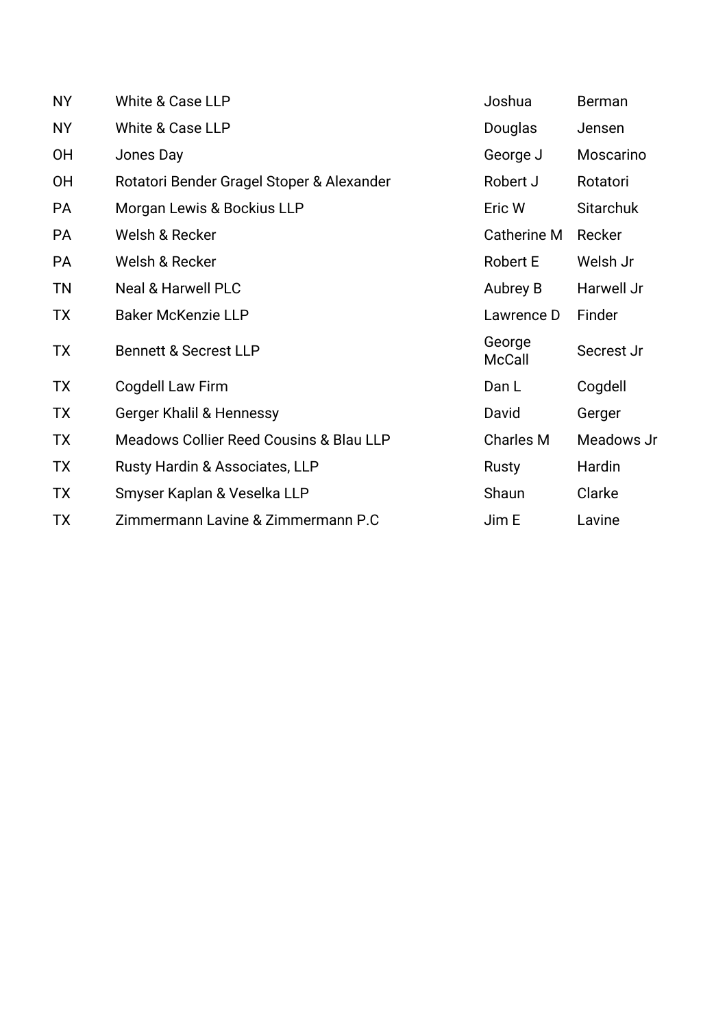| | | | |
|---|---|---|---|
| NY | White & Case LLP | Joshua | Berman |
| NY | White & Case LLP | Douglas | Jensen |
| OH | Jones Day | George J | Moscarino |
| OH | Rotatori Bender Gragel Stoper & Alexander | Robert J | Rotatori |
| PA | Morgan Lewis & Bockius LLP | Eric W | Sitarchuk |
| PA | Welsh & Recker | Catherine M | Recker |
| PA | Welsh & Recker | Robert E | Welsh Jr |
| TN | Neal & Harwell PLC | Aubrey B | Harwell Jr |
| TX | Baker McKenzie LLP | Lawrence D | Finder |
| TX | Bennett & Secrest LLP | George McCall | Secrest Jr |
| TX | Cogdell Law Firm | Dan L | Cogdell |
| TX | Gerger Khalil & Hennessy | David | Gerger |
| TX | Meadows Collier Reed Cousins & Blau LLP | Charles M | Meadows Jr |
| TX | Rusty Hardin & Associates, LLP | Rusty | Hardin |
| TX | Smyser Kaplan & Veselka LLP | Shaun | Clarke |
| TX | Zimmermann Lavine & Zimmermann P.C | Jim E | Lavine |